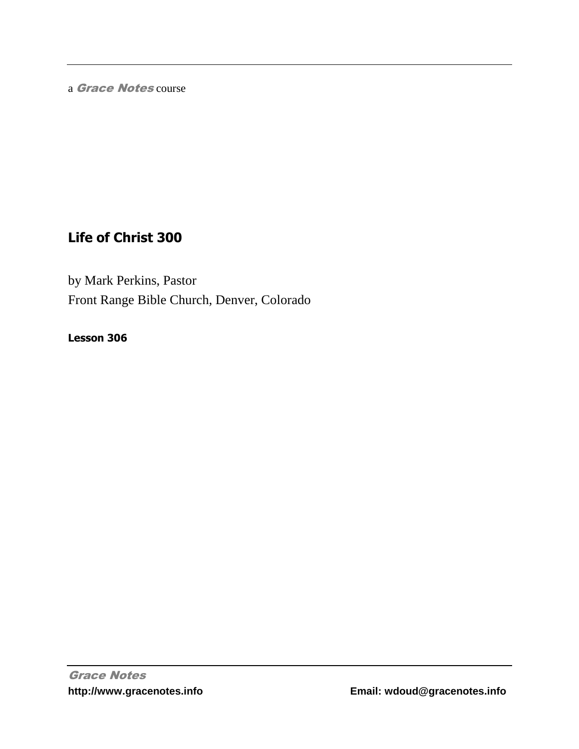a *Grace Notes* course

# Life of Christ 300

by Mark Perkins, Pastor
Front Range Bible Church, Denver, Colorado

**Lesson 306**

*Grace Notes*
**http://www.gracenotes.info** **Email: wdoud@gracenotes.info**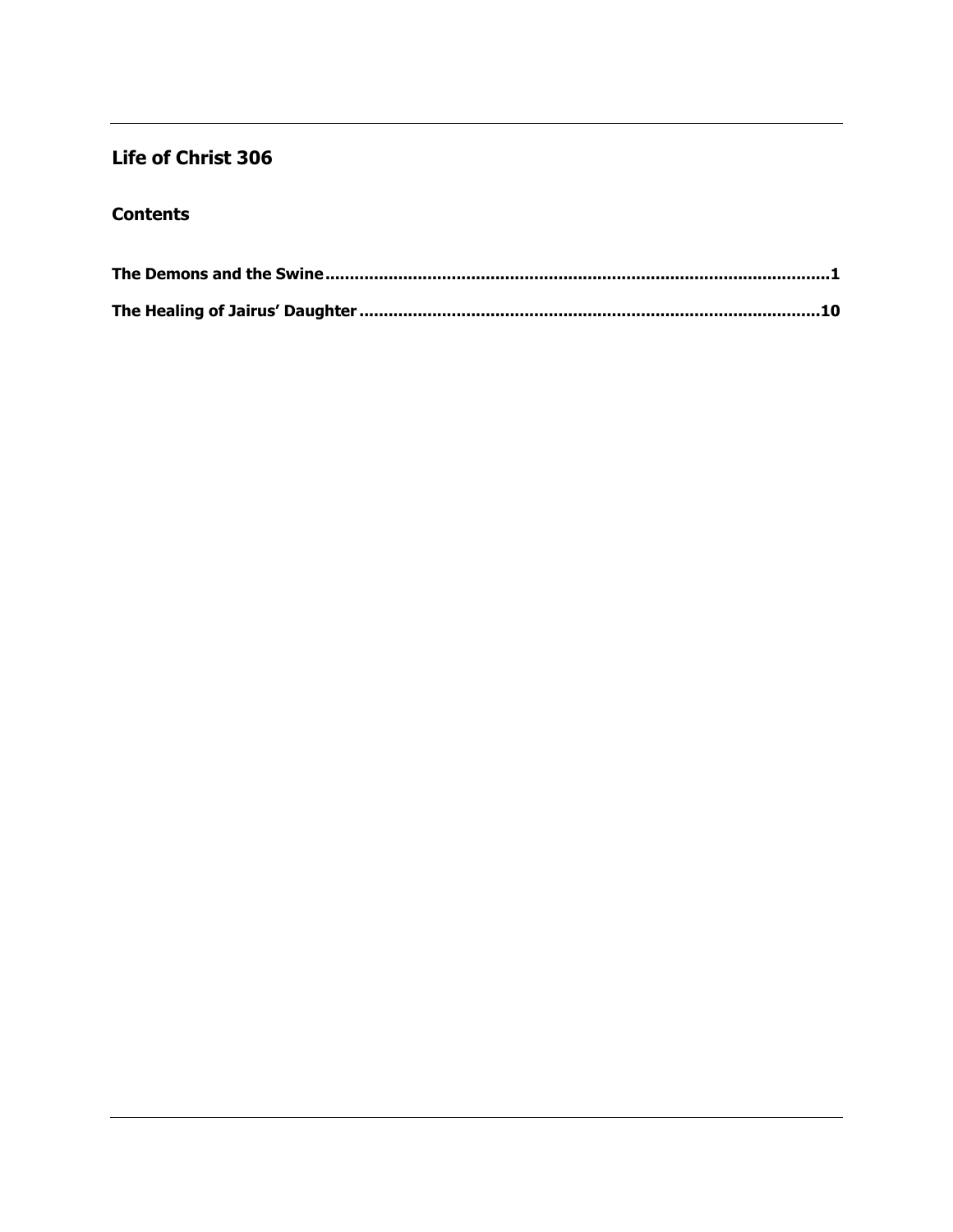## Life of Christ 306

### Contents

**The Demons and the Swine.......................................................................................................1**

**The Healing of Jairus' Daughter.............................................................................................10**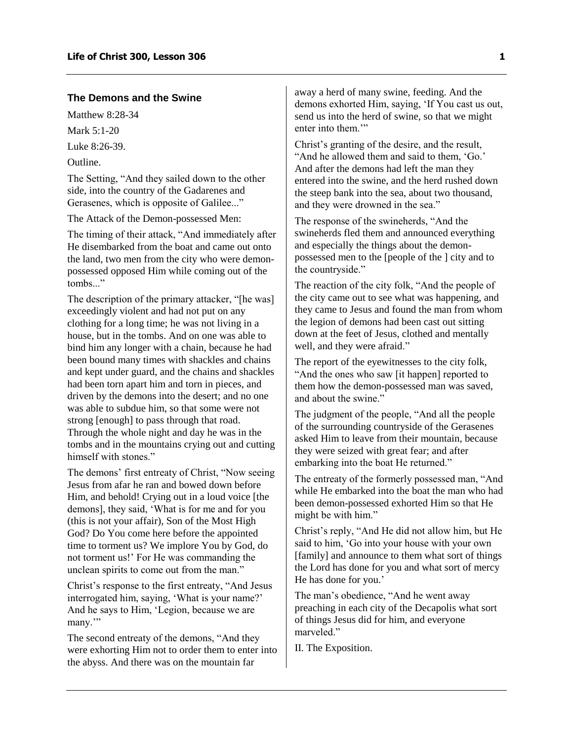### The Demons and the Swine

Matthew 8:28-34

Mark 5:1-20

Luke 8:26-39.

Outline.

The Setting, "And they sailed down to the other side, into the country of the Gadarenes and Gerasenes, which is opposite of Galilee..."

The Attack of the Demon-possessed Men:

The timing of their attack, "And immediately after He disembarked from the boat and came out onto the land, two men from the city who were demon-possessed opposed Him while coming out of the tombs..."

The description of the primary attacker, "[he was] exceedingly violent and had not put on any clothing for a long time; he was not living in a house, but in the tombs. And on one was able to bind him any longer with a chain, because he had been bound many times with shackles and chains and kept under guard, and the chains and shackles had been torn apart him and torn in pieces, and driven by the demons into the desert; and no one was able to subdue him, so that some were not strong [enough] to pass through that road. Through the whole night and day he was in the tombs and in the mountains crying out and cutting himself with stones."

The demons' first entreaty of Christ, "Now seeing Jesus from afar he ran and bowed down before Him, and behold! Crying out in a loud voice [the demons], they said, 'What is for me and for you (this is not your affair), Son of the Most High God? Do You come here before the appointed time to torment us? We implore You by God, do not torment us!' For He was commanding the unclean spirits to come out from the man."

Christ's response to the first entreaty, "And Jesus interrogated him, saying, 'What is your name?' And he says to Him, 'Legion, because we are many.'"

The second entreaty of the demons, "And they were exhorting Him not to order them to enter into the abyss. And there was on the mountain far away a herd of many swine, feeding. And the demons exhorted Him, saying, 'If You cast us out, send us into the herd of swine, so that we might enter into them.'"

Christ's granting of the desire, and the result, "And he allowed them and said to them, 'Go.' And after the demons had left the man they entered into the swine, and the herd rushed down the steep bank into the sea, about two thousand, and they were drowned in the sea."

The response of the swineherds, "And the swineherds fled them and announced everything and especially the things about the demon-possessed men to the [people of the ] city and to the countryside."

The reaction of the city folk, "And the people of the city came out to see what was happening, and they came to Jesus and found the man from whom the legion of demons had been cast out sitting down at the feet of Jesus, clothed and mentally well, and they were afraid."

The report of the eyewitnesses to the city folk, "And the ones who saw [it happen] reported to them how the demon-possessed man was saved, and about the swine."

The judgment of the people, "And all the people of the surrounding countryside of the Gerasenes asked Him to leave from their mountain, because they were seized with great fear; and after embarking into the boat He returned."

The entreaty of the formerly possessed man, "And while He embarked into the boat the man who had been demon-possessed exhorted Him so that He might be with him."

Christ's reply, "And He did not allow him, but He said to him, 'Go into your house with your own [family] and announce to them what sort of things the Lord has done for you and what sort of mercy He has done for you.'

The man's obedience, "And he went away preaching in each city of the Decapolis what sort of things Jesus did for him, and everyone marveled."

II. The Exposition.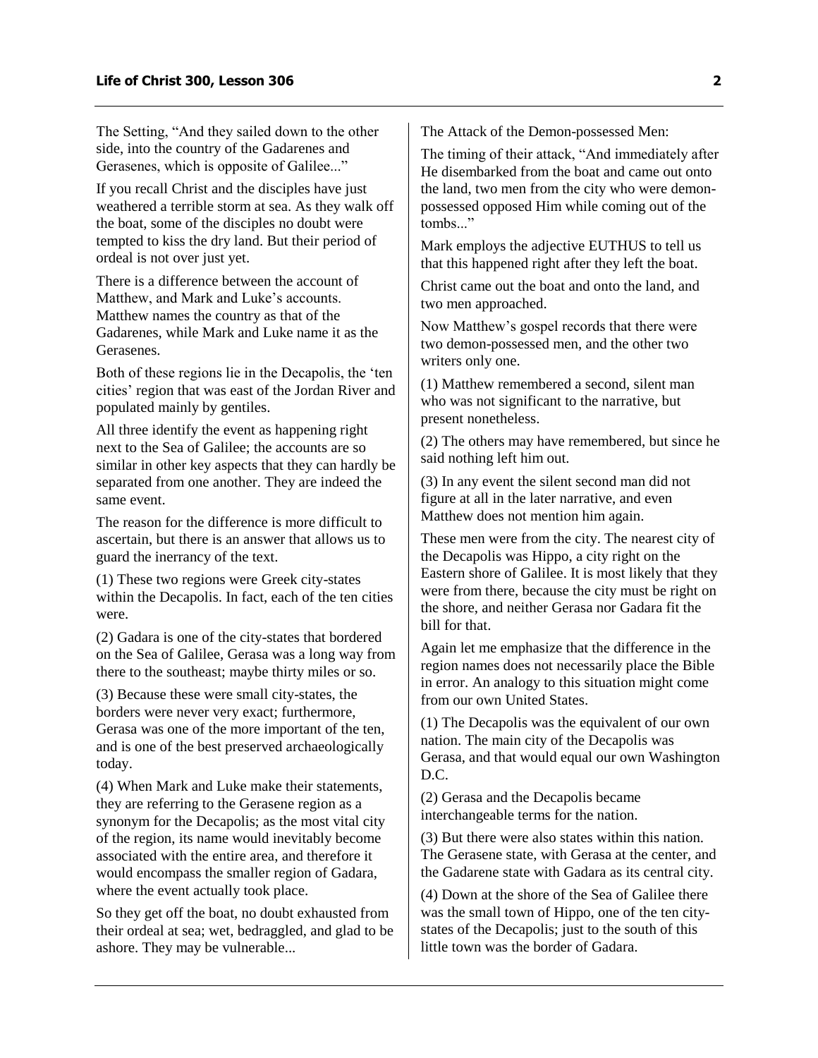The Setting, "And they sailed down to the other side, into the country of the Gadarenes and Gerasenes, which is opposite of Galilee..."

If you recall Christ and the disciples have just weathered a terrible storm at sea. As they walk off the boat, some of the disciples no doubt were tempted to kiss the dry land. But their period of ordeal is not over just yet.

There is a difference between the account of Matthew, and Mark and Luke's accounts. Matthew names the country as that of the Gadarenes, while Mark and Luke name it as the Gerasenes.

Both of these regions lie in the Decapolis, the 'ten cities' region that was east of the Jordan River and populated mainly by gentiles.

All three identify the event as happening right next to the Sea of Galilee; the accounts are so similar in other key aspects that they can hardly be separated from one another. They are indeed the same event.

The reason for the difference is more difficult to ascertain, but there is an answer that allows us to guard the inerrancy of the text.

(1) These two regions were Greek city-states within the Decapolis. In fact, each of the ten cities were.

(2) Gadara is one of the city-states that bordered on the Sea of Galilee, Gerasa was a long way from there to the southeast; maybe thirty miles or so.

(3) Because these were small city-states, the borders were never very exact; furthermore, Gerasa was one of the more important of the ten, and is one of the best preserved archaeologically today.

(4) When Mark and Luke make their statements, they are referring to the Gerasene region as a synonym for the Decapolis; as the most vital city of the region, its name would inevitably become associated with the entire area, and therefore it would encompass the smaller region of Gadara, where the event actually took place.

So they get off the boat, no doubt exhausted from their ordeal at sea; wet, bedraggled, and glad to be ashore. They may be vulnerable...

The Attack of the Demon-possessed Men:

The timing of their attack, "And immediately after He disembarked from the boat and came out onto the land, two men from the city who were demon-possessed opposed Him while coming out of the tombs..."

Mark employs the adjective EUTHUS to tell us that this happened right after they left the boat.

Christ came out the boat and onto the land, and two men approached.

Now Matthew's gospel records that there were two demon-possessed men, and the other two writers only one.

(1) Matthew remembered a second, silent man who was not significant to the narrative, but present nonetheless.

(2) The others may have remembered, but since he said nothing left him out.

(3) In any event the silent second man did not figure at all in the later narrative, and even Matthew does not mention him again.

These men were from the city. The nearest city of the Decapolis was Hippo, a city right on the Eastern shore of Galilee. It is most likely that they were from there, because the city must be right on the shore, and neither Gerasa nor Gadara fit the bill for that.

Again let me emphasize that the difference in the region names does not necessarily place the Bible in error. An analogy to this situation might come from our own United States.

(1) The Decapolis was the equivalent of our own nation. The main city of the Decapolis was Gerasa, and that would equal our own Washington D.C.

(2) Gerasa and the Decapolis became interchangeable terms for the nation.

(3) But there were also states within this nation. The Gerasene state, with Gerasa at the center, and the Gadarene state with Gadara as its central city.

(4) Down at the shore of the Sea of Galilee there was the small town of Hippo, one of the ten city-states of the Decapolis; just to the south of this little town was the border of Gadara.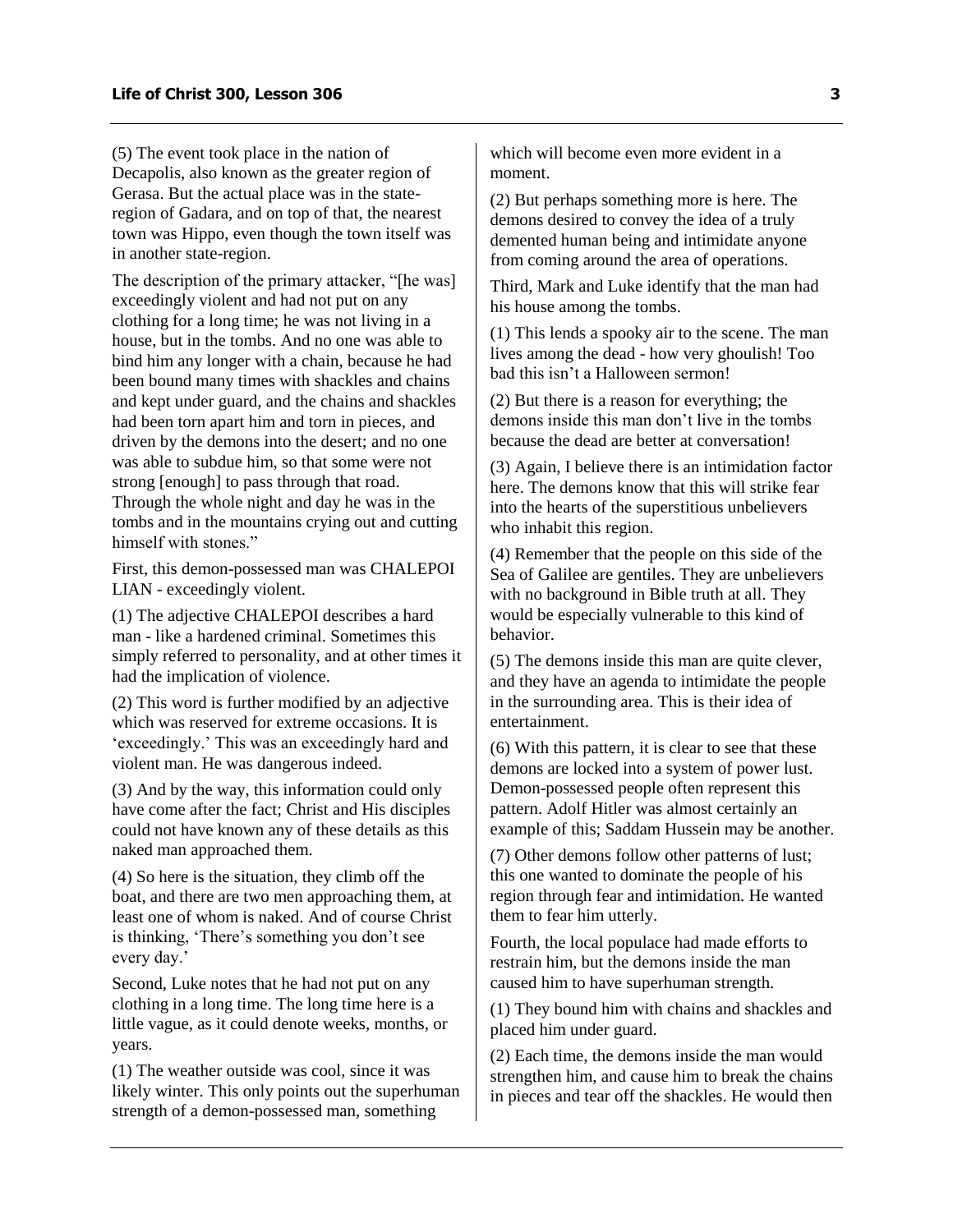(5) The event took place in the nation of Decapolis, also known as the greater region of Gerasa. But the actual place was in the state-region of Gadara, and on top of that, the nearest town was Hippo, even though the town itself was in another state-region.

The description of the primary attacker, "[he was] exceedingly violent and had not put on any clothing for a long time; he was not living in a house, but in the tombs. And no one was able to bind him any longer with a chain, because he had been bound many times with shackles and chains and kept under guard, and the chains and shackles had been torn apart him and torn in pieces, and driven by the demons into the desert; and no one was able to subdue him, so that some were not strong [enough] to pass through that road. Through the whole night and day he was in the tombs and in the mountains crying out and cutting himself with stones."

First, this demon-possessed man was CHALEPOI LIAN - exceedingly violent.

(1) The adjective CHALEPOI describes a hard man - like a hardened criminal. Sometimes this simply referred to personality, and at other times it had the implication of violence.

(2) This word is further modified by an adjective which was reserved for extreme occasions. It is 'exceedingly.' This was an exceedingly hard and violent man. He was dangerous indeed.

(3) And by the way, this information could only have come after the fact; Christ and His disciples could not have known any of these details as this naked man approached them.

(4) So here is the situation, they climb off the boat, and there are two men approaching them, at least one of whom is naked. And of course Christ is thinking, 'There's something you don't see every day.'

Second, Luke notes that he had not put on any clothing in a long time. The long time here is a little vague, as it could denote weeks, months, or years.

(1) The weather outside was cool, since it was likely winter. This only points out the superhuman strength of a demon-possessed man, something which will become even more evident in a moment.

(2) But perhaps something more is here. The demons desired to convey the idea of a truly demented human being and intimidate anyone from coming around the area of operations.

Third, Mark and Luke identify that the man had his house among the tombs.

(1) This lends a spooky air to the scene. The man lives among the dead - how very ghoulish! Too bad this isn't a Halloween sermon!

(2) But there is a reason for everything; the demons inside this man don't live in the tombs because the dead are better at conversation!

(3) Again, I believe there is an intimidation factor here. The demons know that this will strike fear into the hearts of the superstitious unbelievers who inhabit this region.

(4) Remember that the people on this side of the Sea of Galilee are gentiles. They are unbelievers with no background in Bible truth at all. They would be especially vulnerable to this kind of behavior.

(5) The demons inside this man are quite clever, and they have an agenda to intimidate the people in the surrounding area. This is their idea of entertainment.

(6) With this pattern, it is clear to see that these demons are locked into a system of power lust. Demon-possessed people often represent this pattern. Adolf Hitler was almost certainly an example of this; Saddam Hussein may be another.

(7) Other demons follow other patterns of lust; this one wanted to dominate the people of his region through fear and intimidation. He wanted them to fear him utterly.

Fourth, the local populace had made efforts to restrain him, but the demons inside the man caused him to have superhuman strength.

(1) They bound him with chains and shackles and placed him under guard.

(2) Each time, the demons inside the man would strengthen him, and cause him to break the chains in pieces and tear off the shackles. He would then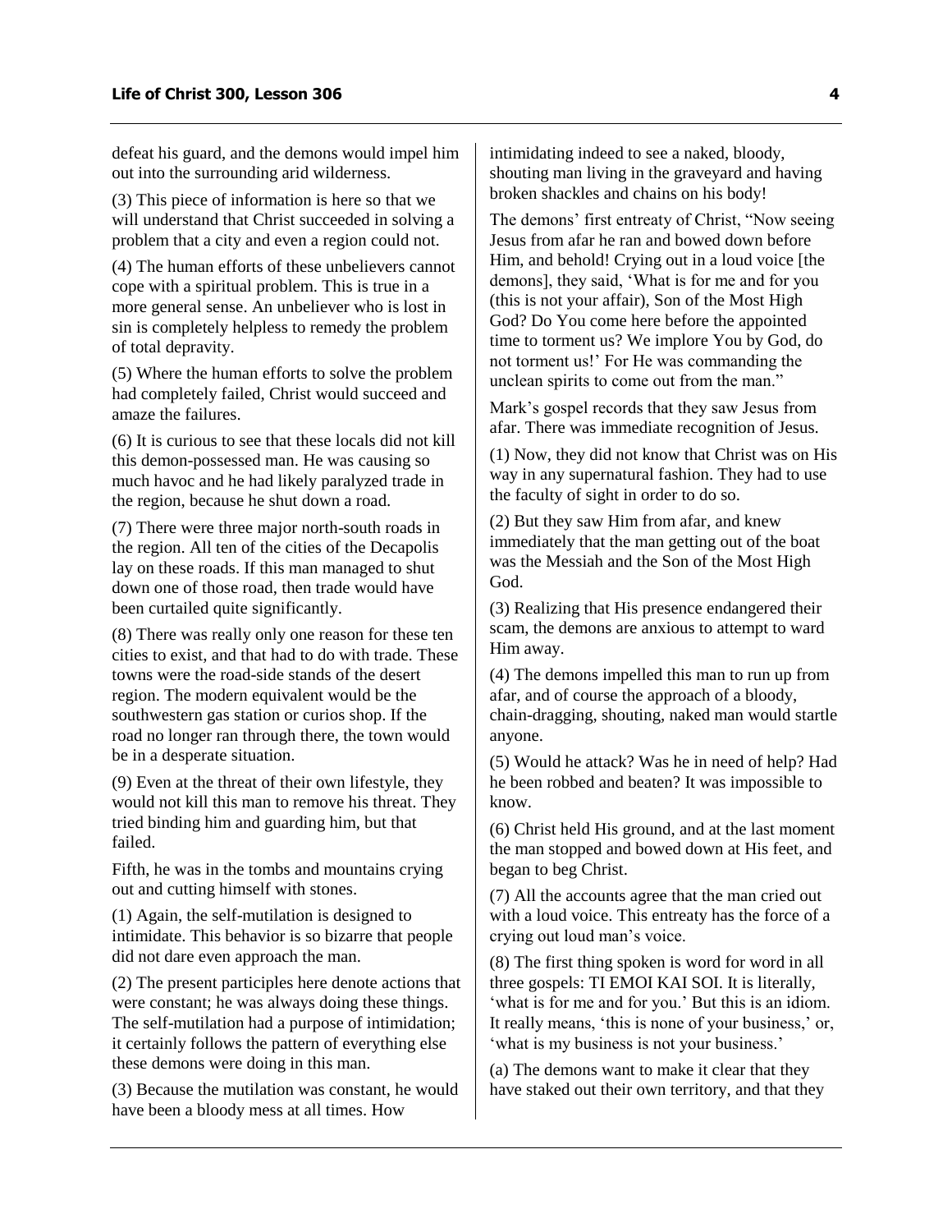defeat his guard, and the demons would impel him out into the surrounding arid wilderness.

(3) This piece of information is here so that we will understand that Christ succeeded in solving a problem that a city and even a region could not.

(4) The human efforts of these unbelievers cannot cope with a spiritual problem. This is true in a more general sense. An unbeliever who is lost in sin is completely helpless to remedy the problem of total depravity.

(5) Where the human efforts to solve the problem had completely failed, Christ would succeed and amaze the failures.

(6) It is curious to see that these locals did not kill this demon-possessed man. He was causing so much havoc and he had likely paralyzed trade in the region, because he shut down a road.

(7) There were three major north-south roads in the region. All ten of the cities of the Decapolis lay on these roads. If this man managed to shut down one of those road, then trade would have been curtailed quite significantly.

(8) There was really only one reason for these ten cities to exist, and that had to do with trade. These towns were the road-side stands of the desert region. The modern equivalent would be the southwestern gas station or curios shop. If the road no longer ran through there, the town would be in a desperate situation.

(9) Even at the threat of their own lifestyle, they would not kill this man to remove his threat. They tried binding him and guarding him, but that failed.

Fifth, he was in the tombs and mountains crying out and cutting himself with stones.

(1) Again, the self-mutilation is designed to intimidate. This behavior is so bizarre that people did not dare even approach the man.

(2) The present participles here denote actions that were constant; he was always doing these things. The self-mutilation had a purpose of intimidation; it certainly follows the pattern of everything else these demons were doing in this man.

(3) Because the mutilation was constant, he would have been a bloody mess at all times. How intimidating indeed to see a naked, bloody, shouting man living in the graveyard and having broken shackles and chains on his body!

The demons' first entreaty of Christ, "Now seeing Jesus from afar he ran and bowed down before Him, and behold! Crying out in a loud voice [the demons], they said, 'What is for me and for you (this is not your affair), Son of the Most High God? Do You come here before the appointed time to torment us? We implore You by God, do not torment us!' For He was commanding the unclean spirits to come out from the man."

Mark's gospel records that they saw Jesus from afar. There was immediate recognition of Jesus.

(1) Now, they did not know that Christ was on His way in any supernatural fashion. They had to use the faculty of sight in order to do so.

(2) But they saw Him from afar, and knew immediately that the man getting out of the boat was the Messiah and the Son of the Most High God.

(3) Realizing that His presence endangered their scam, the demons are anxious to attempt to ward Him away.

(4) The demons impelled this man to run up from afar, and of course the approach of a bloody, chain-dragging, shouting, naked man would startle anyone.

(5) Would he attack? Was he in need of help? Had he been robbed and beaten? It was impossible to know.

(6) Christ held His ground, and at the last moment the man stopped and bowed down at His feet, and began to beg Christ.

(7) All the accounts agree that the man cried out with a loud voice. This entreaty has the force of a crying out loud man's voice.

(8) The first thing spoken is word for word in all three gospels: TI EMOI KAI SOI. It is literally, 'what is for me and for you.' But this is an idiom. It really means, 'this is none of your business,' or, 'what is my business is not your business.'

(a) The demons want to make it clear that they have staked out their own territory, and that they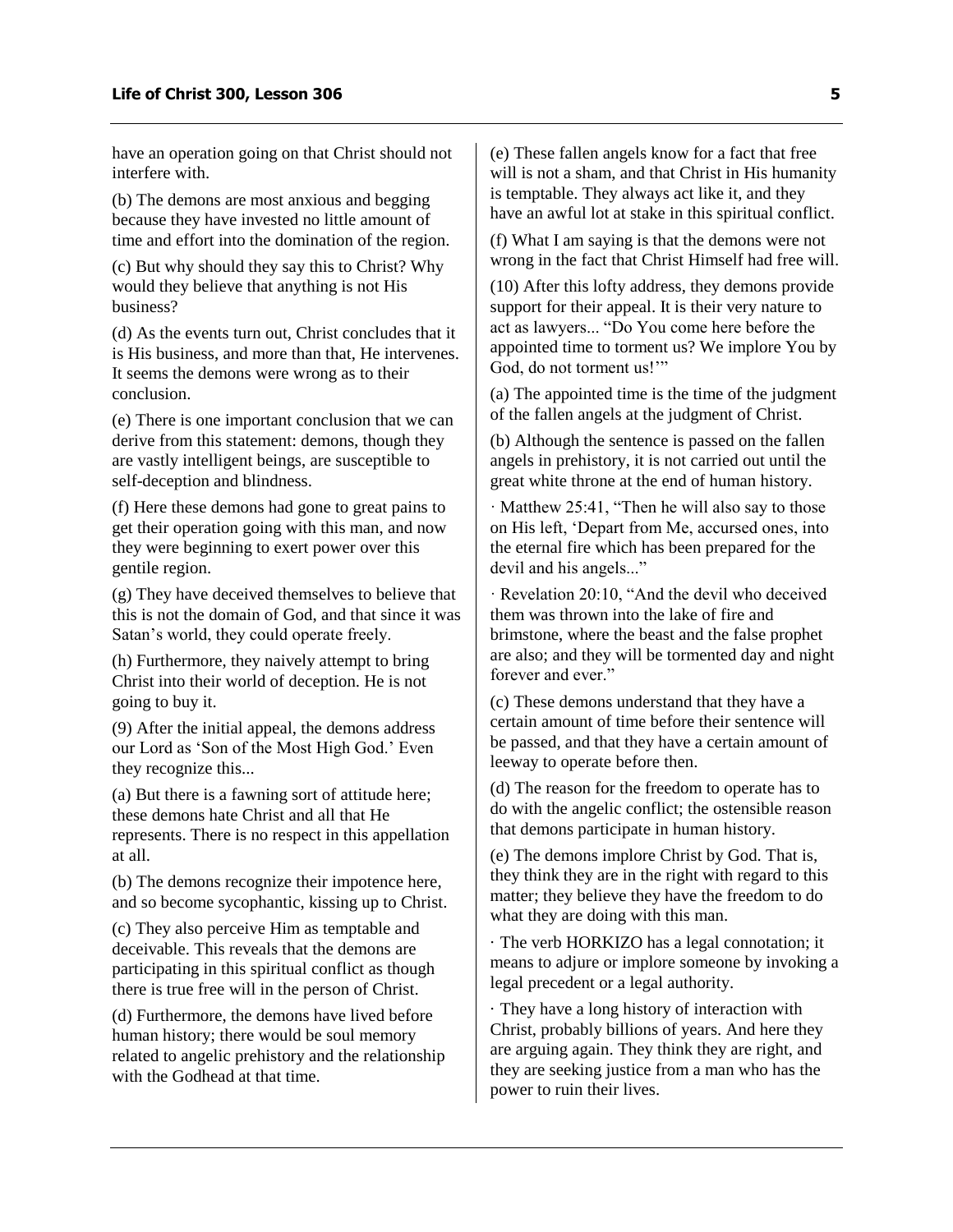have an operation going on that Christ should not interfere with.

(b) The demons are most anxious and begging because they have invested no little amount of time and effort into the domination of the region.

(c) But why should they say this to Christ? Why would they believe that anything is not His business?

(d) As the events turn out, Christ concludes that it is His business, and more than that, He intervenes. It seems the demons were wrong as to their conclusion.

(e) There is one important conclusion that we can derive from this statement: demons, though they are vastly intelligent beings, are susceptible to self-deception and blindness.

(f) Here these demons had gone to great pains to get their operation going with this man, and now they were beginning to exert power over this gentile region.

(g) They have deceived themselves to believe that this is not the domain of God, and that since it was Satan's world, they could operate freely.

(h) Furthermore, they naively attempt to bring Christ into their world of deception. He is not going to buy it.

(9) After the initial appeal, the demons address our Lord as 'Son of the Most High God.' Even they recognize this...

(a) But there is a fawning sort of attitude here; these demons hate Christ and all that He represents. There is no respect in this appellation at all.

(b) The demons recognize their impotence here, and so become sycophantic, kissing up to Christ.

(c) They also perceive Him as temptable and deceivable. This reveals that the demons are participating in this spiritual conflict as though there is true free will in the person of Christ.

(d) Furthermore, the demons have lived before human history; there would be soul memory related to angelic prehistory and the relationship with the Godhead at that time.

(e) These fallen angels know for a fact that free will is not a sham, and that Christ in His humanity is temptable. They always act like it, and they have an awful lot at stake in this spiritual conflict.

(f) What I am saying is that the demons were not wrong in the fact that Christ Himself had free will.

(10) After this lofty address, they demons provide support for their appeal. It is their very nature to act as lawyers... "Do You come here before the appointed time to torment us? We implore You by God, do not torment us!'"

(a) The appointed time is the time of the judgment of the fallen angels at the judgment of Christ.

(b) Although the sentence is passed on the fallen angels in prehistory, it is not carried out until the great white throne at the end of human history.

· Matthew 25:41, "Then he will also say to those on His left, 'Depart from Me, accursed ones, into the eternal fire which has been prepared for the devil and his angels..."

· Revelation 20:10, "And the devil who deceived them was thrown into the lake of fire and brimstone, where the beast and the false prophet are also; and they will be tormented day and night forever and ever."

(c) These demons understand that they have a certain amount of time before their sentence will be passed, and that they have a certain amount of leeway to operate before then.

(d) The reason for the freedom to operate has to do with the angelic conflict; the ostensible reason that demons participate in human history.

(e) The demons implore Christ by God. That is, they think they are in the right with regard to this matter; they believe they have the freedom to do what they are doing with this man.

· The verb HORKIZO has a legal connotation; it means to adjure or implore someone by invoking a legal precedent or a legal authority.

· They have a long history of interaction with Christ, probably billions of years. And here they are arguing again. They think they are right, and they are seeking justice from a man who has the power to ruin their lives.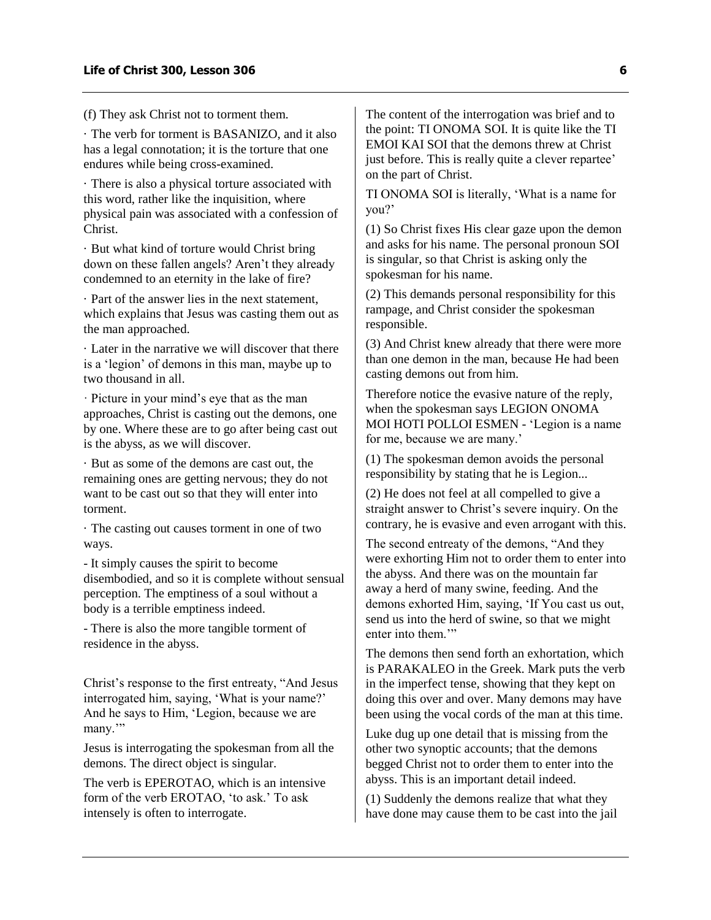(f) They ask Christ not to torment them.

· The verb for torment is BASANIZO, and it also has a legal connotation; it is the torture that one endures while being cross-examined.

· There is also a physical torture associated with this word, rather like the inquisition, where physical pain was associated with a confession of Christ.

· But what kind of torture would Christ bring down on these fallen angels? Aren't they already condemned to an eternity in the lake of fire?

· Part of the answer lies in the next statement, which explains that Jesus was casting them out as the man approached.

· Later in the narrative we will discover that there is a 'legion' of demons in this man, maybe up to two thousand in all.

· Picture in your mind's eye that as the man approaches, Christ is casting out the demons, one by one. Where these are to go after being cast out is the abyss, as we will discover.

· But as some of the demons are cast out, the remaining ones are getting nervous; they do not want to be cast out so that they will enter into torment.

· The casting out causes torment in one of two ways.

- It simply causes the spirit to become disembodied, and so it is complete without sensual perception. The emptiness of a soul without a body is a terrible emptiness indeed.

- There is also the more tangible torment of residence in the abyss.

Christ's response to the first entreaty, "And Jesus interrogated him, saying, 'What is your name?' And he says to Him, 'Legion, because we are many.'"

Jesus is interrogating the spokesman from all the demons. The direct object is singular.

The verb is EPEROTAO, which is an intensive form of the verb EROTAO, 'to ask.' To ask intensely is often to interrogate.

The content of the interrogation was brief and to the point: TI ONOMA SOI. It is quite like the TI EMOI KAI SOI that the demons threw at Christ just before. This is really quite a clever repartee' on the part of Christ.

TI ONOMA SOI is literally, 'What is a name for you?'

(1) So Christ fixes His clear gaze upon the demon and asks for his name. The personal pronoun SOI is singular, so that Christ is asking only the spokesman for his name.

(2) This demands personal responsibility for this rampage, and Christ consider the spokesman responsible.

(3) And Christ knew already that there were more than one demon in the man, because He had been casting demons out from him.

Therefore notice the evasive nature of the reply, when the spokesman says LEGION ONOMA MOI HOTI POLLOI ESMEN - 'Legion is a name for me, because we are many.'

(1) The spokesman demon avoids the personal responsibility by stating that he is Legion...

(2) He does not feel at all compelled to give a straight answer to Christ's severe inquiry. On the contrary, he is evasive and even arrogant with this.

The second entreaty of the demons, "And they were exhorting Him not to order them to enter into the abyss. And there was on the mountain far away a herd of many swine, feeding. And the demons exhorted Him, saying, 'If You cast us out, send us into the herd of swine, so that we might enter into them.'"

The demons then send forth an exhortation, which is PARAKALEO in the Greek. Mark puts the verb in the imperfect tense, showing that they kept on doing this over and over. Many demons may have been using the vocal cords of the man at this time.

Luke dug up one detail that is missing from the other two synoptic accounts; that the demons begged Christ not to order them to enter into the abyss. This is an important detail indeed.

(1) Suddenly the demons realize that what they have done may cause them to be cast into the jail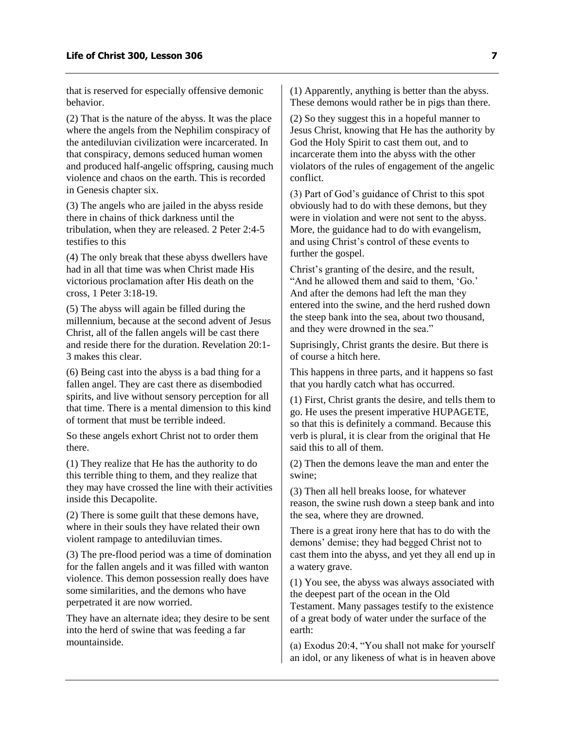that is reserved for especially offensive demonic behavior.

(2) That is the nature of the abyss. It was the place where the angels from the Nephilim conspiracy of the antediluvian civilization were incarcerated. In that conspiracy, demons seduced human women and produced half-angelic offspring, causing much violence and chaos on the earth. This is recorded in Genesis chapter six.

(3) The angels who are jailed in the abyss reside there in chains of thick darkness until the tribulation, when they are released. 2 Peter 2:4-5 testifies to this

(4) The only break that these abyss dwellers have had in all that time was when Christ made His victorious proclamation after His death on the cross, 1 Peter 3:18-19.

(5) The abyss will again be filled during the millennium, because at the second advent of Jesus Christ, all of the fallen angels will be cast there and reside there for the duration. Revelation 20:1-3 makes this clear.

(6) Being cast into the abyss is a bad thing for a fallen angel. They are cast there as disembodied spirits, and live without sensory perception for all that time. There is a mental dimension to this kind of torment that must be terrible indeed.

So these angels exhort Christ not to order them there.

(1) They realize that He has the authority to do this terrible thing to them, and they realize that they may have crossed the line with their activities inside this Decapolite.

(2) There is some guilt that these demons have, where in their souls they have related their own violent rampage to antediluvian times.

(3) The pre-flood period was a time of domination for the fallen angels and it was filled with wanton violence. This demon possession really does have some similarities, and the demons who have perpetrated it are now worried.

They have an alternate idea; they desire to be sent into the herd of swine that was feeding a far mountainside.

(1) Apparently, anything is better than the abyss. These demons would rather be in pigs than there.

(2) So they suggest this in a hopeful manner to Jesus Christ, knowing that He has the authority by God the Holy Spirit to cast them out, and to incarcerate them into the abyss with the other violators of the rules of engagement of the angelic conflict.

(3) Part of God's guidance of Christ to this spot obviously had to do with these demons, but they were in violation and were not sent to the abyss. More, the guidance had to do with evangelism, and using Christ's control of these events to further the gospel.

Christ's granting of the desire, and the result, "And he allowed them and said to them, 'Go.' And after the demons had left the man they entered into the swine, and the herd rushed down the steep bank into the sea, about two thousand, and they were drowned in the sea."

Suprisingly, Christ grants the desire. But there is of course a hitch here.

This happens in three parts, and it happens so fast that you hardly catch what has occurred.

(1) First, Christ grants the desire, and tells them to go. He uses the present imperative HUPAGETE, so that this is definitely a command. Because this verb is plural, it is clear from the original that He said this to all of them.

(2) Then the demons leave the man and enter the swine;

(3) Then all hell breaks loose, for whatever reason, the swine rush down a steep bank and into the sea, where they are drowned.

There is a great irony here that has to do with the demons' demise; they had begged Christ not to cast them into the abyss, and yet they all end up in a watery grave.

(1) You see, the abyss was always associated with the deepest part of the ocean in the Old Testament. Many passages testify to the existence of a great body of water under the surface of the earth:

(a) Exodus 20:4, "You shall not make for yourself an idol, or any likeness of what is in heaven above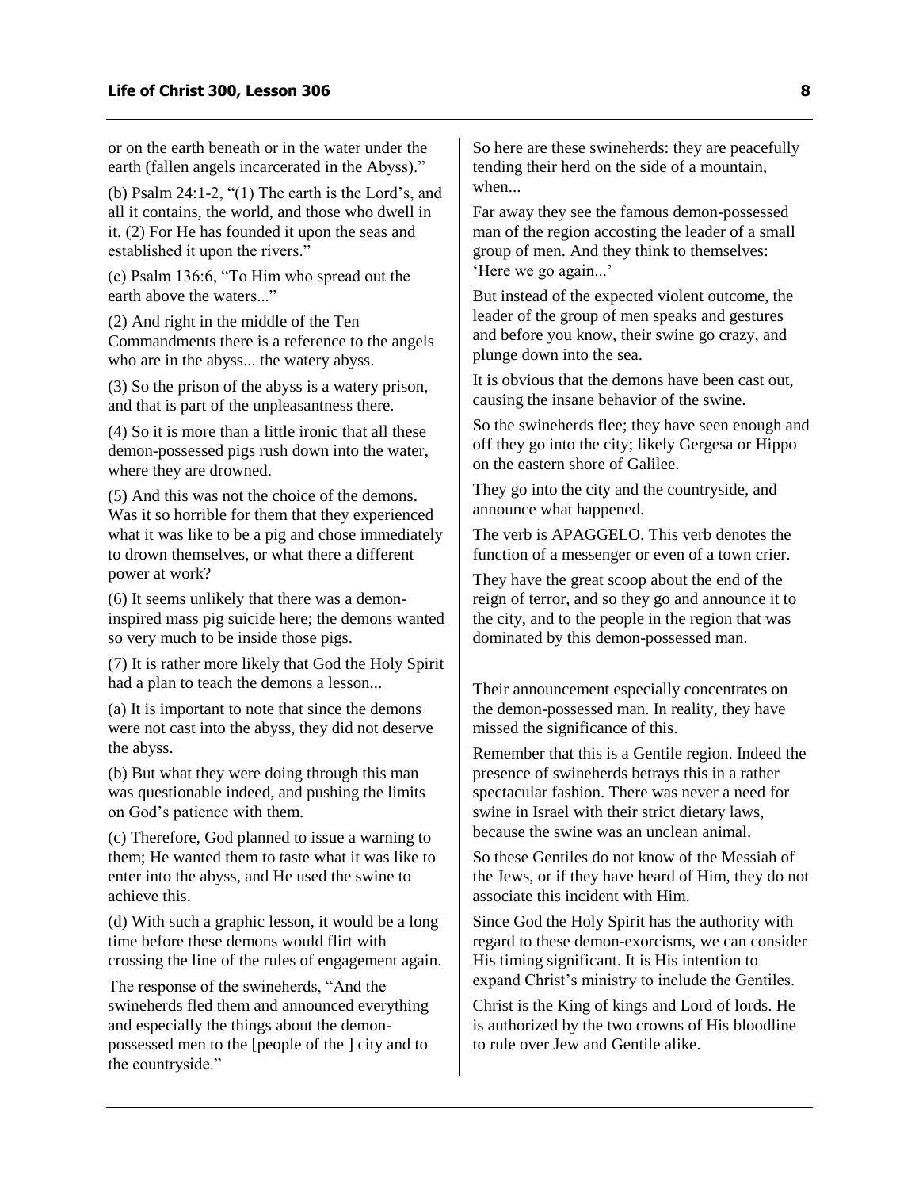or on the earth beneath or in the water under the earth (fallen angels incarcerated in the Abyss)."

(b) Psalm 24:1-2, "(1) The earth is the Lord's, and all it contains, the world, and those who dwell in it. (2) For He has founded it upon the seas and established it upon the rivers."

(c) Psalm 136:6, "To Him who spread out the earth above the waters..."

(2) And right in the middle of the Ten Commandments there is a reference to the angels who are in the abyss... the watery abyss.

(3) So the prison of the abyss is a watery prison, and that is part of the unpleasantness there.

(4) So it is more than a little ironic that all these demon-possessed pigs rush down into the water, where they are drowned.

(5) And this was not the choice of the demons. Was it so horrible for them that they experienced what it was like to be a pig and chose immediately to drown themselves, or what there a different power at work?

(6) It seems unlikely that there was a demon-inspired mass pig suicide here; the demons wanted so very much to be inside those pigs.

(7) It is rather more likely that God the Holy Spirit had a plan to teach the demons a lesson...

(a) It is important to note that since the demons were not cast into the abyss, they did not deserve the abyss.

(b) But what they were doing through this man was questionable indeed, and pushing the limits on God's patience with them.

(c) Therefore, God planned to issue a warning to them; He wanted them to taste what it was like to enter into the abyss, and He used the swine to achieve this.

(d) With such a graphic lesson, it would be a long time before these demons would flirt with crossing the line of the rules of engagement again.

The response of the swineherds, "And the swineherds fled them and announced everything and especially the things about the demon-possessed men to the [people of the ] city and to the countryside."

So here are these swineherds: they are peacefully tending their herd on the side of a mountain, when...

Far away they see the famous demon-possessed man of the region accosting the leader of a small group of men. And they think to themselves: 'Here we go again...'

But instead of the expected violent outcome, the leader of the group of men speaks and gestures and before you know, their swine go crazy, and plunge down into the sea.

It is obvious that the demons have been cast out, causing the insane behavior of the swine.

So the swineherds flee; they have seen enough and off they go into the city; likely Gergesa or Hippo on the eastern shore of Galilee.

They go into the city and the countryside, and announce what happened.

The verb is APAGGELO. This verb denotes the function of a messenger or even of a town crier.

They have the great scoop about the end of the reign of terror, and so they go and announce it to the city, and to the people in the region that was dominated by this demon-possessed man.

Their announcement especially concentrates on the demon-possessed man. In reality, they have missed the significance of this.

Remember that this is a Gentile region. Indeed the presence of swineherds betrays this in a rather spectacular fashion. There was never a need for swine in Israel with their strict dietary laws, because the swine was an unclean animal.

So these Gentiles do not know of the Messiah of the Jews, or if they have heard of Him, they do not associate this incident with Him.

Since God the Holy Spirit has the authority with regard to these demon-exorcisms, we can consider His timing significant. It is His intention to expand Christ's ministry to include the Gentiles.

Christ is the King of kings and Lord of lords. He is authorized by the two crowns of His bloodline to rule over Jew and Gentile alike.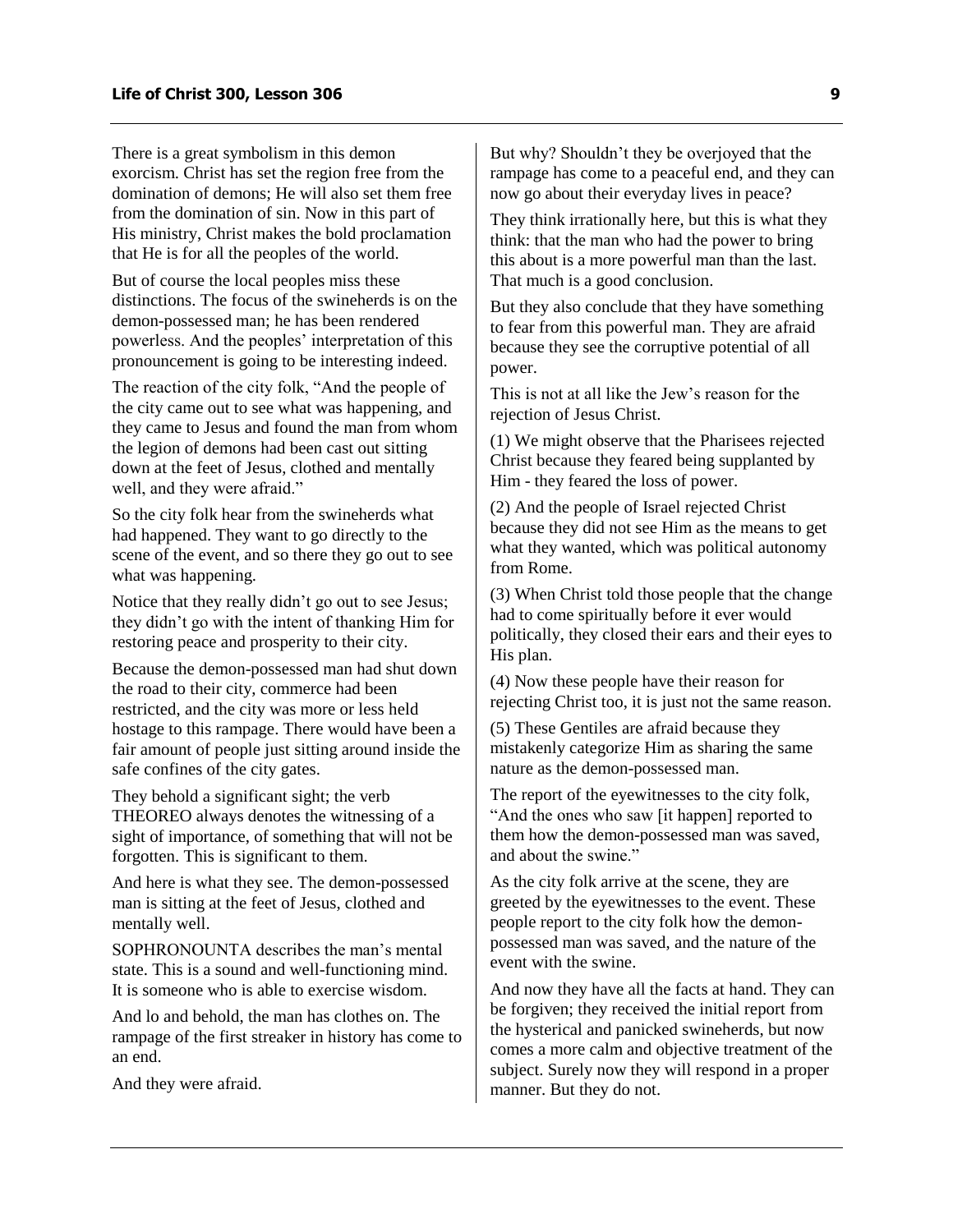There is a great symbolism in this demon exorcism. Christ has set the region free from the domination of demons; He will also set them free from the domination of sin. Now in this part of His ministry, Christ makes the bold proclamation that He is for all the peoples of the world.

But of course the local peoples miss these distinctions. The focus of the swineherds is on the demon-possessed man; he has been rendered powerless. And the peoples' interpretation of this pronouncement is going to be interesting indeed.

The reaction of the city folk, "And the people of the city came out to see what was happening, and they came to Jesus and found the man from whom the legion of demons had been cast out sitting down at the feet of Jesus, clothed and mentally well, and they were afraid."

So the city folk hear from the swineherds what had happened. They want to go directly to the scene of the event, and so there they go out to see what was happening.

Notice that they really didn't go out to see Jesus; they didn't go with the intent of thanking Him for restoring peace and prosperity to their city.

Because the demon-possessed man had shut down the road to their city, commerce had been restricted, and the city was more or less held hostage to this rampage. There would have been a fair amount of people just sitting around inside the safe confines of the city gates.

They behold a significant sight; the verb THEOREO always denotes the witnessing of a sight of importance, of something that will not be forgotten. This is significant to them.

And here is what they see. The demon-possessed man is sitting at the feet of Jesus, clothed and mentally well.

SOPHRONOUNTA describes the man's mental state. This is a sound and well-functioning mind. It is someone who is able to exercise wisdom.

And lo and behold, the man has clothes on. The rampage of the first streaker in history has come to an end.

And they were afraid.

But why? Shouldn't they be overjoyed that the rampage has come to a peaceful end, and they can now go about their everyday lives in peace?

They think irrationally here, but this is what they think: that the man who had the power to bring this about is a more powerful man than the last. That much is a good conclusion.

But they also conclude that they have something to fear from this powerful man. They are afraid because they see the corruptive potential of all power.

This is not at all like the Jew's reason for the rejection of Jesus Christ.

(1) We might observe that the Pharisees rejected Christ because they feared being supplanted by Him - they feared the loss of power.

(2) And the people of Israel rejected Christ because they did not see Him as the means to get what they wanted, which was political autonomy from Rome.

(3) When Christ told those people that the change had to come spiritually before it ever would politically, they closed their ears and their eyes to His plan.

(4) Now these people have their reason for rejecting Christ too, it is just not the same reason.

(5) These Gentiles are afraid because they mistakenly categorize Him as sharing the same nature as the demon-possessed man.

The report of the eyewitnesses to the city folk, "And the ones who saw [it happen] reported to them how the demon-possessed man was saved, and about the swine."

As the city folk arrive at the scene, they are greeted by the eyewitnesses to the event. These people report to the city folk how the demon-possessed man was saved, and the nature of the event with the swine.

And now they have all the facts at hand. They can be forgiven; they received the initial report from the hysterical and panicked swineherds, but now comes a more calm and objective treatment of the subject. Surely now they will respond in a proper manner. But they do not.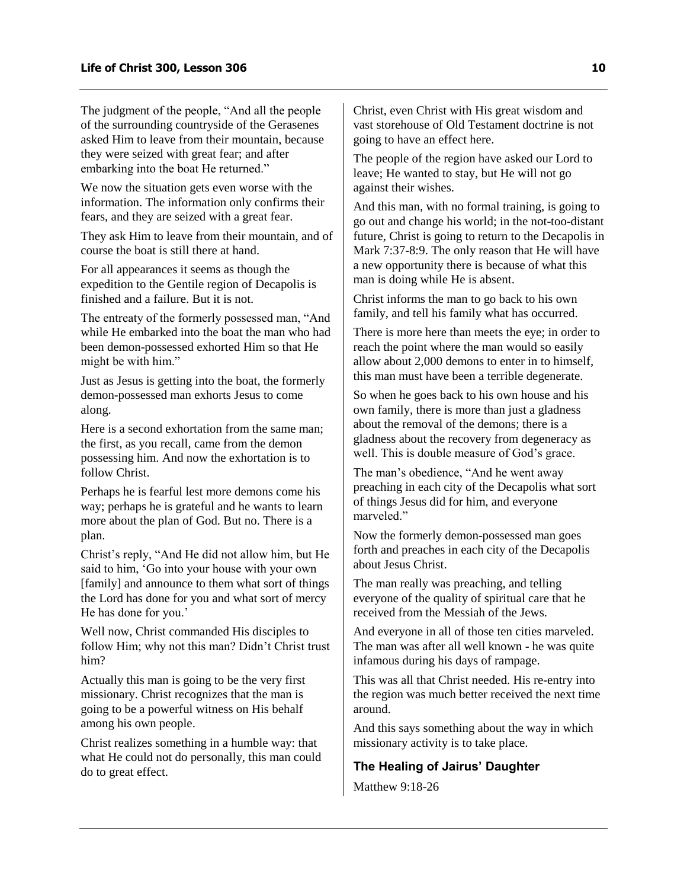The judgment of the people, "And all the people of the surrounding countryside of the Gerasenes asked Him to leave from their mountain, because they were seized with great fear; and after embarking into the boat He returned."

We now the situation gets even worse with the information. The information only confirms their fears, and they are seized with a great fear.

They ask Him to leave from their mountain, and of course the boat is still there at hand.

For all appearances it seems as though the expedition to the Gentile region of Decapolis is finished and a failure. But it is not.

The entreaty of the formerly possessed man, "And while He embarked into the boat the man who had been demon-possessed exhorted Him so that He might be with him."

Just as Jesus is getting into the boat, the formerly demon-possessed man exhorts Jesus to come along.

Here is a second exhortation from the same man; the first, as you recall, came from the demon possessing him. And now the exhortation is to follow Christ.

Perhaps he is fearful lest more demons come his way; perhaps he is grateful and he wants to learn more about the plan of God. But no. There is a plan.

Christ's reply, "And He did not allow him, but He said to him, 'Go into your house with your own [family] and announce to them what sort of things the Lord has done for you and what sort of mercy He has done for you.'

Well now, Christ commanded His disciples to follow Him; why not this man? Didn't Christ trust him?

Actually this man is going to be the very first missionary. Christ recognizes that the man is going to be a powerful witness on His behalf among his own people.

Christ realizes something in a humble way: that what He could not do personally, this man could do to great effect.

Christ, even Christ with His great wisdom and vast storehouse of Old Testament doctrine is not going to have an effect here.

The people of the region have asked our Lord to leave; He wanted to stay, but He will not go against their wishes.

And this man, with no formal training, is going to go out and change his world; in the not-too-distant future, Christ is going to return to the Decapolis in Mark 7:37-8:9. The only reason that He will have a new opportunity there is because of what this man is doing while He is absent.

Christ informs the man to go back to his own family, and tell his family what has occurred.

There is more here than meets the eye; in order to reach the point where the man would so easily allow about 2,000 demons to enter in to himself, this man must have been a terrible degenerate.

So when he goes back to his own house and his own family, there is more than just a gladness about the removal of the demons; there is a gladness about the recovery from degeneracy as well. This is double measure of God's grace.

The man's obedience, "And he went away preaching in each city of the Decapolis what sort of things Jesus did for him, and everyone marveled."

Now the formerly demon-possessed man goes forth and preaches in each city of the Decapolis about Jesus Christ.

The man really was preaching, and telling everyone of the quality of spiritual care that he received from the Messiah of the Jews.

And everyone in all of those ten cities marveled. The man was after all well known - he was quite infamous during his days of rampage.

This was all that Christ needed. His re-entry into the region was much better received the next time around.

And this says something about the way in which missionary activity is to take place.

### The Healing of Jairus' Daughter

Matthew 9:18-26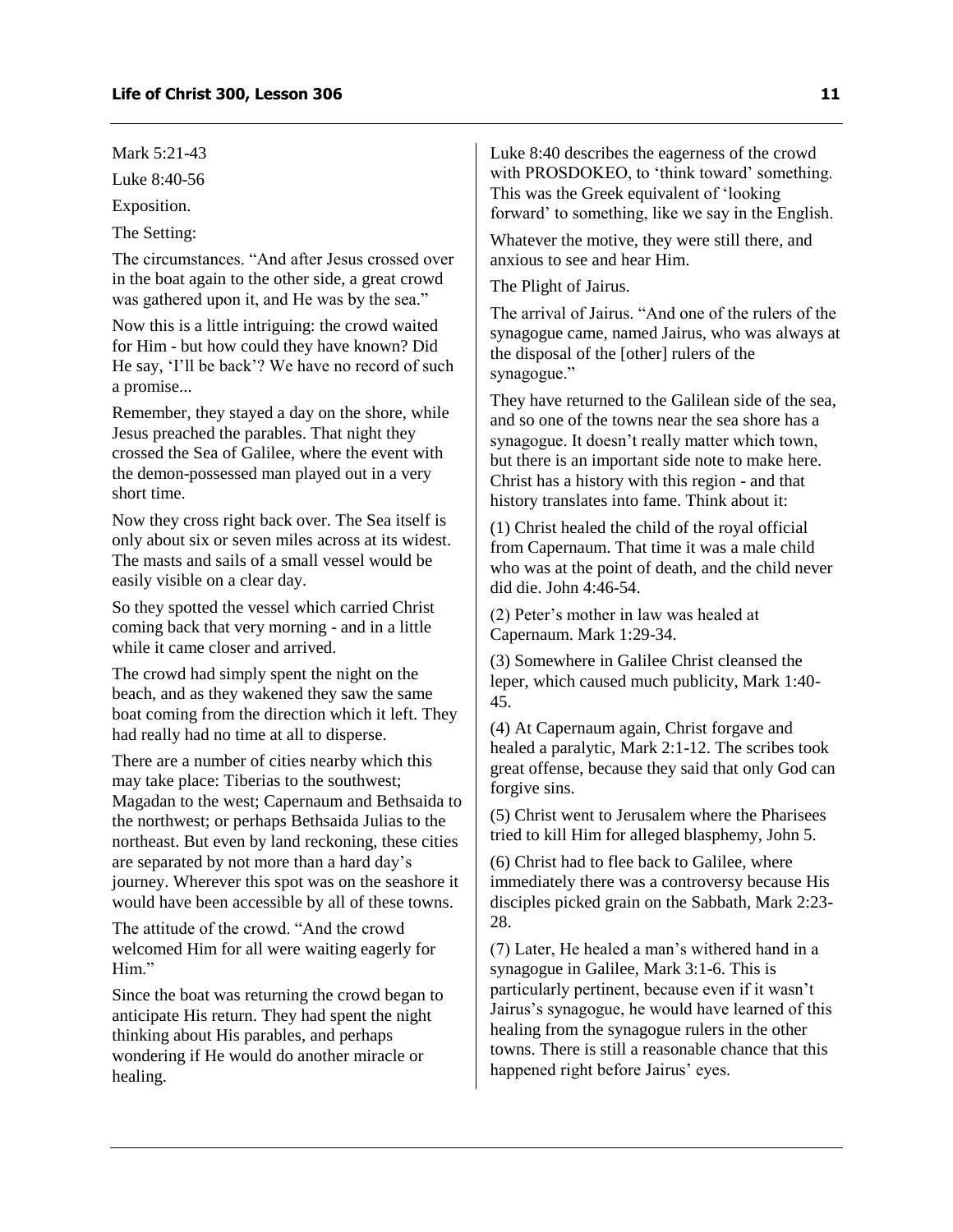Mark 5:21-43

Luke 8:40-56

Exposition.

The Setting:

The circumstances. “And after Jesus crossed over in the boat again to the other side, a great crowd was gathered upon it, and He was by the sea.”

Now this is a little intriguing: the crowd waited for Him - but how could they have known? Did He say, ‘I’ll be back’? We have no record of such a promise...

Remember, they stayed a day on the shore, while Jesus preached the parables. That night they crossed the Sea of Galilee, where the event with the demon-possessed man played out in a very short time.

Now they cross right back over. The Sea itself is only about six or seven miles across at its widest. The masts and sails of a small vessel would be easily visible on a clear day.

So they spotted the vessel which carried Christ coming back that very morning - and in a little while it came closer and arrived.

The crowd had simply spent the night on the beach, and as they wakened they saw the same boat coming from the direction which it left. They had really had no time at all to disperse.

There are a number of cities nearby which this may take place: Tiberias to the southwest; Magadan to the west; Capernaum and Bethsaida to the northwest; or perhaps Bethsaida Julias to the northeast. But even by land reckoning, these cities are separated by not more than a hard day’s journey. Wherever this spot was on the seashore it would have been accessible by all of these towns.

The attitude of the crowd. “And the crowd welcomed Him for all were waiting eagerly for Him.”

Since the boat was returning the crowd began to anticipate His return. They had spent the night thinking about His parables, and perhaps wondering if He would do another miracle or healing.

Luke 8:40 describes the eagerness of the crowd with PROSDOKEO, to ‘think toward’ something. This was the Greek equivalent of ‘looking forward’ to something, like we say in the English.

Whatever the motive, they were still there, and anxious to see and hear Him.

The Plight of Jairus.

The arrival of Jairus. “And one of the rulers of the synagogue came, named Jairus, who was always at the disposal of the [other] rulers of the synagogue.”

They have returned to the Galilean side of the sea, and so one of the towns near the sea shore has a synagogue. It doesn’t really matter which town, but there is an important side note to make here. Christ has a history with this region - and that history translates into fame. Think about it:

(1) Christ healed the child of the royal official from Capernaum. That time it was a male child who was at the point of death, and the child never did die. John 4:46-54.

(2) Peter’s mother in law was healed at Capernaum. Mark 1:29-34.

(3) Somewhere in Galilee Christ cleansed the leper, which caused much publicity, Mark 1:40-45.

(4) At Capernaum again, Christ forgave and healed a paralytic, Mark 2:1-12. The scribes took great offense, because they said that only God can forgive sins.

(5) Christ went to Jerusalem where the Pharisees tried to kill Him for alleged blasphemy, John 5.

(6) Christ had to flee back to Galilee, where immediately there was a controversy because His disciples picked grain on the Sabbath, Mark 2:23-28.

(7) Later, He healed a man’s withered hand in a synagogue in Galilee, Mark 3:1-6. This is particularly pertinent, because even if it wasn’t Jairus’s synagogue, he would have learned of this healing from the synagogue rulers in the other towns. There is still a reasonable chance that this happened right before Jairus’ eyes.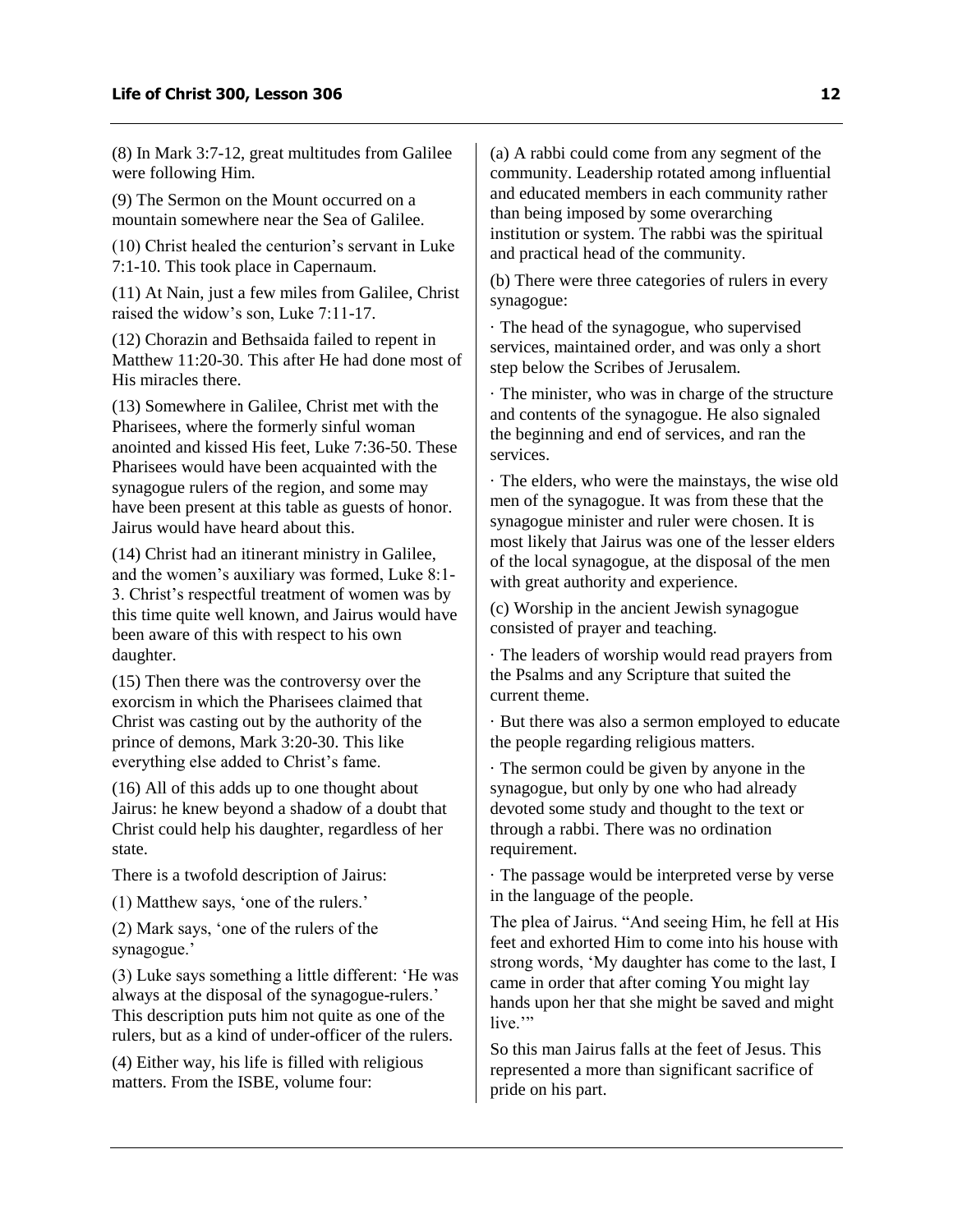(8) In Mark 3:7-12, great multitudes from Galilee were following Him.

(9) The Sermon on the Mount occurred on a mountain somewhere near the Sea of Galilee.

(10) Christ healed the centurion's servant in Luke 7:1-10. This took place in Capernaum.

(11) At Nain, just a few miles from Galilee, Christ raised the widow's son, Luke 7:11-17.

(12) Chorazin and Bethsaida failed to repent in Matthew 11:20-30. This after He had done most of His miracles there.

(13) Somewhere in Galilee, Christ met with the Pharisees, where the formerly sinful woman anointed and kissed His feet, Luke 7:36-50. These Pharisees would have been acquainted with the synagogue rulers of the region, and some may have been present at this table as guests of honor. Jairus would have heard about this.

(14) Christ had an itinerant ministry in Galilee, and the women's auxiliary was formed, Luke 8:1-3. Christ's respectful treatment of women was by this time quite well known, and Jairus would have been aware of this with respect to his own daughter.

(15) Then there was the controversy over the exorcism in which the Pharisees claimed that Christ was casting out by the authority of the prince of demons, Mark 3:20-30. This like everything else added to Christ's fame.

(16) All of this adds up to one thought about Jairus: he knew beyond a shadow of a doubt that Christ could help his daughter, regardless of her state.

There is a twofold description of Jairus:

(1) Matthew says, 'one of the rulers.'

(2) Mark says, 'one of the rulers of the synagogue.'

(3) Luke says something a little different: 'He was always at the disposal of the synagogue-rulers.' This description puts him not quite as one of the rulers, but as a kind of under-officer of the rulers.

(4) Either way, his life is filled with religious matters. From the ISBE, volume four:

(a) A rabbi could come from any segment of the community. Leadership rotated among influential and educated members in each community rather than being imposed by some overarching institution or system. The rabbi was the spiritual and practical head of the community.

(b) There were three categories of rulers in every synagogue:

· The head of the synagogue, who supervised services, maintained order, and was only a short step below the Scribes of Jerusalem.

· The minister, who was in charge of the structure and contents of the synagogue. He also signaled the beginning and end of services, and ran the services.

· The elders, who were the mainstays, the wise old men of the synagogue. It was from these that the synagogue minister and ruler were chosen. It is most likely that Jairus was one of the lesser elders of the local synagogue, at the disposal of the men with great authority and experience.

(c) Worship in the ancient Jewish synagogue consisted of prayer and teaching.

· The leaders of worship would read prayers from the Psalms and any Scripture that suited the current theme.

· But there was also a sermon employed to educate the people regarding religious matters.

· The sermon could be given by anyone in the synagogue, but only by one who had already devoted some study and thought to the text or through a rabbi. There was no ordination requirement.

· The passage would be interpreted verse by verse in the language of the people.

The plea of Jairus. "And seeing Him, he fell at His feet and exhorted Him to come into his house with strong words, 'My daughter has come to the last, I came in order that after coming You might lay hands upon her that she might be saved and might live.'"

So this man Jairus falls at the feet of Jesus. This represented a more than significant sacrifice of pride on his part.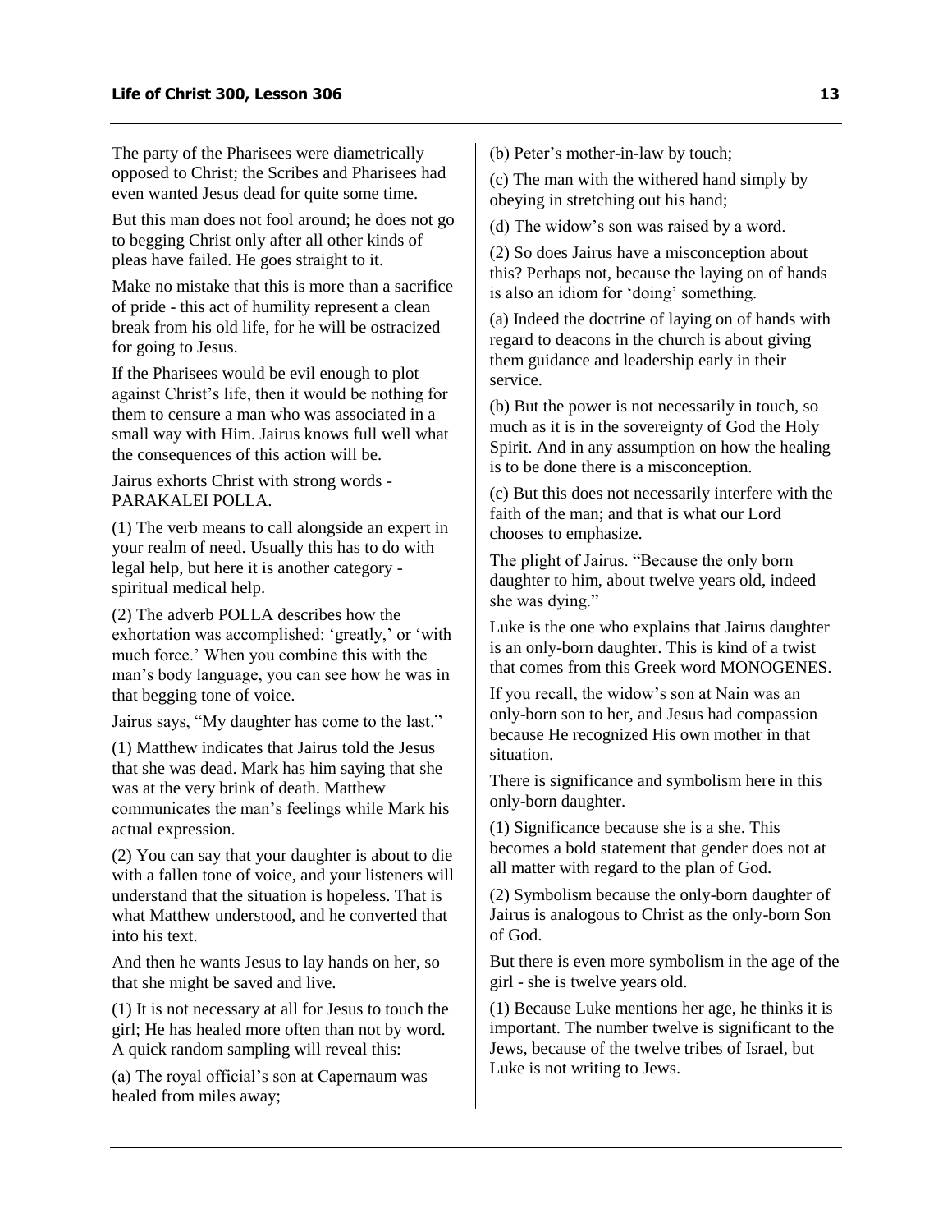The party of the Pharisees were diametrically opposed to Christ; the Scribes and Pharisees had even wanted Jesus dead for quite some time.

But this man does not fool around; he does not go to begging Christ only after all other kinds of pleas have failed. He goes straight to it.

Make no mistake that this is more than a sacrifice of pride - this act of humility represent a clean break from his old life, for he will be ostracized for going to Jesus.

If the Pharisees would be evil enough to plot against Christ's life, then it would be nothing for them to censure a man who was associated in a small way with Him. Jairus knows full well what the consequences of this action will be.

Jairus exhorts Christ with strong words - PARAKALEI POLLA.

(1) The verb means to call alongside an expert in your realm of need. Usually this has to do with legal help, but here it is another category - spiritual medical help.

(2) The adverb POLLA describes how the exhortation was accomplished: 'greatly,' or 'with much force.' When you combine this with the man's body language, you can see how he was in that begging tone of voice.

Jairus says, "My daughter has come to the last."

(1) Matthew indicates that Jairus told the Jesus that she was dead. Mark has him saying that she was at the very brink of death. Matthew communicates the man's feelings while Mark his actual expression.

(2) You can say that your daughter is about to die with a fallen tone of voice, and your listeners will understand that the situation is hopeless. That is what Matthew understood, and he converted that into his text.

And then he wants Jesus to lay hands on her, so that she might be saved and live.

(1) It is not necessary at all for Jesus to touch the girl; He has healed more often than not by word. A quick random sampling will reveal this:

(a) The royal official's son at Capernaum was healed from miles away;

(b) Peter's mother-in-law by touch;

(c) The man with the withered hand simply by obeying in stretching out his hand;

(d) The widow's son was raised by a word.

(2) So does Jairus have a misconception about this? Perhaps not, because the laying on of hands is also an idiom for 'doing' something.

(a) Indeed the doctrine of laying on of hands with regard to deacons in the church is about giving them guidance and leadership early in their service.

(b) But the power is not necessarily in touch, so much as it is in the sovereignty of God the Holy Spirit. And in any assumption on how the healing is to be done there is a misconception.

(c) But this does not necessarily interfere with the faith of the man; and that is what our Lord chooses to emphasize.

The plight of Jairus. "Because the only born daughter to him, about twelve years old, indeed she was dying."

Luke is the one who explains that Jairus daughter is an only-born daughter. This is kind of a twist that comes from this Greek word MONOGENES.

If you recall, the widow's son at Nain was an only-born son to her, and Jesus had compassion because He recognized His own mother in that situation.

There is significance and symbolism here in this only-born daughter.

(1) Significance because she is a she. This becomes a bold statement that gender does not at all matter with regard to the plan of God.

(2) Symbolism because the only-born daughter of Jairus is analogous to Christ as the only-born Son of God.

But there is even more symbolism in the age of the girl - she is twelve years old.

(1) Because Luke mentions her age, he thinks it is important. The number twelve is significant to the Jews, because of the twelve tribes of Israel, but Luke is not writing to Jews.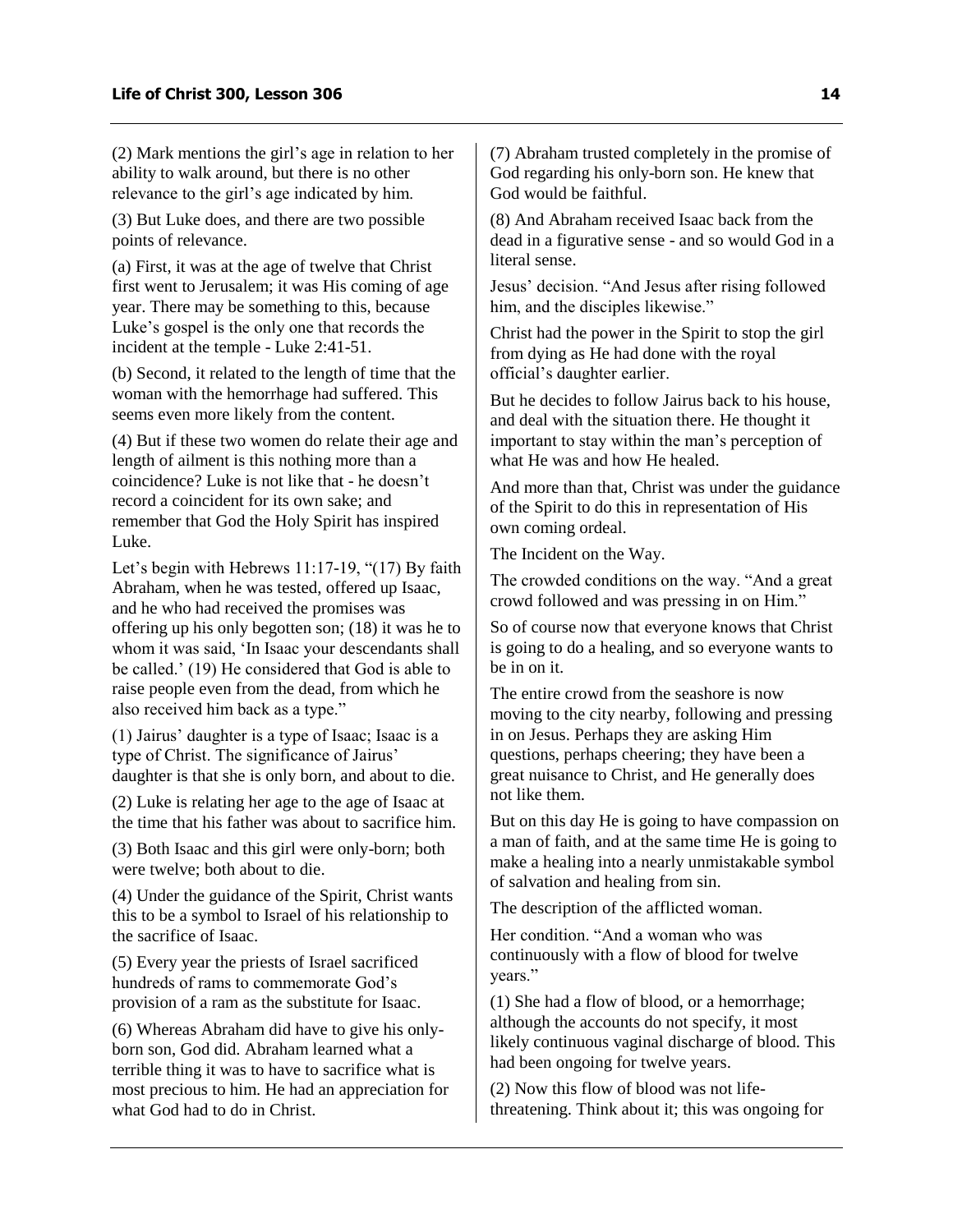(2) Mark mentions the girl's age in relation to her ability to walk around, but there is no other relevance to the girl's age indicated by him.

(3) But Luke does, and there are two possible points of relevance.

(a) First, it was at the age of twelve that Christ first went to Jerusalem; it was His coming of age year. There may be something to this, because Luke's gospel is the only one that records the incident at the temple - Luke 2:41-51.

(b) Second, it related to the length of time that the woman with the hemorrhage had suffered. This seems even more likely from the content.

(4) But if these two women do relate their age and length of ailment is this nothing more than a coincidence? Luke is not like that - he doesn't record a coincident for its own sake; and remember that God the Holy Spirit has inspired Luke.

Let's begin with Hebrews 11:17-19, "(17) By faith Abraham, when he was tested, offered up Isaac, and he who had received the promises was offering up his only begotten son; (18) it was he to whom it was said, 'In Isaac your descendants shall be called.' (19) He considered that God is able to raise people even from the dead, from which he also received him back as a type."

(1) Jairus' daughter is a type of Isaac; Isaac is a type of Christ. The significance of Jairus' daughter is that she is only born, and about to die.

(2) Luke is relating her age to the age of Isaac at the time that his father was about to sacrifice him.

(3) Both Isaac and this girl were only-born; both were twelve; both about to die.

(4) Under the guidance of the Spirit, Christ wants this to be a symbol to Israel of his relationship to the sacrifice of Isaac.

(5) Every year the priests of Israel sacrificed hundreds of rams to commemorate God's provision of a ram as the substitute for Isaac.

(6) Whereas Abraham did have to give his only-born son, God did. Abraham learned what a terrible thing it was to have to sacrifice what is most precious to him. He had an appreciation for what God had to do in Christ.

(7) Abraham trusted completely in the promise of God regarding his only-born son. He knew that God would be faithful.

(8) And Abraham received Isaac back from the dead in a figurative sense - and so would God in a literal sense.

Jesus' decision. "And Jesus after rising followed him, and the disciples likewise."

Christ had the power in the Spirit to stop the girl from dying as He had done with the royal official's daughter earlier.

But he decides to follow Jairus back to his house, and deal with the situation there. He thought it important to stay within the man's perception of what He was and how He healed.

And more than that, Christ was under the guidance of the Spirit to do this in representation of His own coming ordeal.

The Incident on the Way.

The crowded conditions on the way. "And a great crowd followed and was pressing in on Him."

So of course now that everyone knows that Christ is going to do a healing, and so everyone wants to be in on it.

The entire crowd from the seashore is now moving to the city nearby, following and pressing in on Jesus. Perhaps they are asking Him questions, perhaps cheering; they have been a great nuisance to Christ, and He generally does not like them.

But on this day He is going to have compassion on a man of faith, and at the same time He is going to make a healing into a nearly unmistakable symbol of salvation and healing from sin.

The description of the afflicted woman.

Her condition. "And a woman who was continuously with a flow of blood for twelve years."

(1) She had a flow of blood, or a hemorrhage; although the accounts do not specify, it most likely continuous vaginal discharge of blood. This had been ongoing for twelve years.

(2) Now this flow of blood was not life-threatening. Think about it; this was ongoing for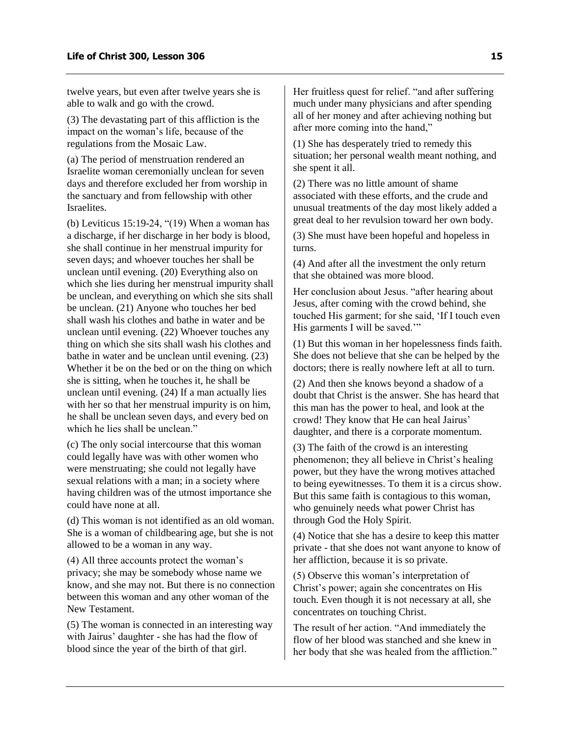twelve years, but even after twelve years she is able to walk and go with the crowd.

(3) The devastating part of this affliction is the impact on the woman's life, because of the regulations from the Mosaic Law.

(a) The period of menstruation rendered an Israelite woman ceremonially unclean for seven days and therefore excluded her from worship in the sanctuary and from fellowship with other Israelites.

(b) Leviticus 15:19-24, "(19) When a woman has a discharge, if her discharge in her body is blood, she shall continue in her menstrual impurity for seven days; and whoever touches her shall be unclean until evening. (20) Everything also on which she lies during her menstrual impurity shall be unclean, and everything on which she sits shall be unclean. (21) Anyone who touches her bed shall wash his clothes and bathe in water and be unclean until evening. (22) Whoever touches any thing on which she sits shall wash his clothes and bathe in water and be unclean until evening. (23) Whether it be on the bed or on the thing on which she is sitting, when he touches it, he shall be unclean until evening. (24) If a man actually lies with her so that her menstrual impurity is on him, he shall be unclean seven days, and every bed on which he lies shall be unclean."

(c) The only social intercourse that this woman could legally have was with other women who were menstruating; she could not legally have sexual relations with a man; in a society where having children was of the utmost importance she could have none at all.

(d) This woman is not identified as an old woman. She is a woman of childbearing age, but she is not allowed to be a woman in any way.

(4) All three accounts protect the woman's privacy; she may be somebody whose name we know, and she may not. But there is no connection between this woman and any other woman of the New Testament.

(5) The woman is connected in an interesting way with Jairus' daughter - she has had the flow of blood since the year of the birth of that girl.

Her fruitless quest for relief. "and after suffering much under many physicians and after spending all of her money and after achieving nothing but after more coming into the hand,"

(1) She has desperately tried to remedy this situation; her personal wealth meant nothing, and she spent it all.

(2) There was no little amount of shame associated with these efforts, and the crude and unusual treatments of the day most likely added a great deal to her revulsion toward her own body.

(3) She must have been hopeful and hopeless in turns.

(4) And after all the investment the only return that she obtained was more blood.

Her conclusion about Jesus. "after hearing about Jesus, after coming with the crowd behind, she touched His garment; for she said, 'If I touch even His garments I will be saved.'"

(1) But this woman in her hopelessness finds faith. She does not believe that she can be helped by the doctors; there is really nowhere left at all to turn.

(2) And then she knows beyond a shadow of a doubt that Christ is the answer. She has heard that this man has the power to heal, and look at the crowd! They know that He can heal Jairus' daughter, and there is a corporate momentum.

(3) The faith of the crowd is an interesting phenomenon; they all believe in Christ's healing power, but they have the wrong motives attached to being eyewitnesses. To them it is a circus show. But this same faith is contagious to this woman, who genuinely needs what power Christ has through God the Holy Spirit.

(4) Notice that she has a desire to keep this matter private - that she does not want anyone to know of her affliction, because it is so private.

(5) Observe this woman's interpretation of Christ's power; again she concentrates on His touch. Even though it is not necessary at all, she concentrates on touching Christ.

The result of her action. "And immediately the flow of her blood was stanched and she knew in her body that she was healed from the affliction."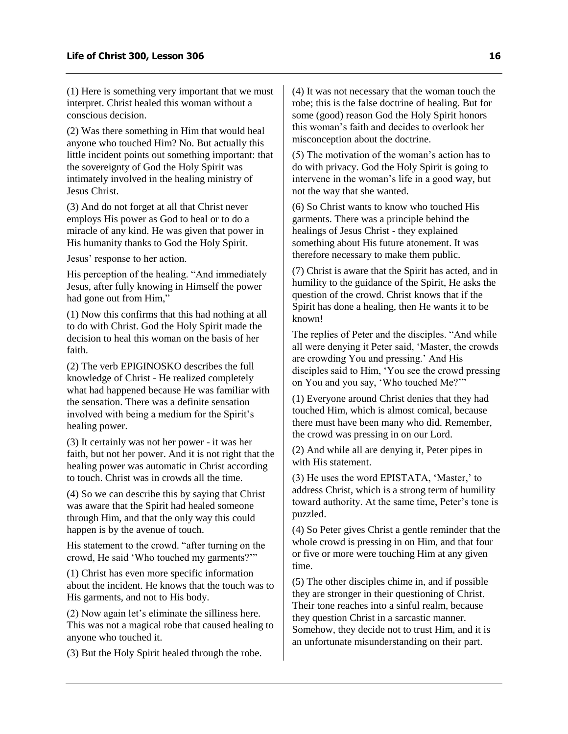(1) Here is something very important that we must interpret. Christ healed this woman without a conscious decision.

(2) Was there something in Him that would heal anyone who touched Him? No. But actually this little incident points out something important: that the sovereignty of God the Holy Spirit was intimately involved in the healing ministry of Jesus Christ.

(3) And do not forget at all that Christ never employs His power as God to heal or to do a miracle of any kind. He was given that power in His humanity thanks to God the Holy Spirit.

Jesus' response to her action.

His perception of the healing. "And immediately Jesus, after fully knowing in Himself the power had gone out from Him,"

(1) Now this confirms that this had nothing at all to do with Christ. God the Holy Spirit made the decision to heal this woman on the basis of her faith.

(2) The verb EPIGINOSKO describes the full knowledge of Christ - He realized completely what had happened because He was familiar with the sensation. There was a definite sensation involved with being a medium for the Spirit's healing power.

(3) It certainly was not her power - it was her faith, but not her power. And it is not right that the healing power was automatic in Christ according to touch. Christ was in crowds all the time.

(4) So we can describe this by saying that Christ was aware that the Spirit had healed someone through Him, and that the only way this could happen is by the avenue of touch.

His statement to the crowd. "after turning on the crowd, He said 'Who touched my garments?'"

(1) Christ has even more specific information about the incident. He knows that the touch was to His garments, and not to His body.

(2) Now again let's eliminate the silliness here. This was not a magical robe that caused healing to anyone who touched it.

(3) But the Holy Spirit healed through the robe.

(4) It was not necessary that the woman touch the robe; this is the false doctrine of healing. But for some (good) reason God the Holy Spirit honors this woman's faith and decides to overlook her misconception about the doctrine.

(5) The motivation of the woman's action has to do with privacy. God the Holy Spirit is going to intervene in the woman's life in a good way, but not the way that she wanted.

(6) So Christ wants to know who touched His garments. There was a principle behind the healings of Jesus Christ - they explained something about His future atonement. It was therefore necessary to make them public.

(7) Christ is aware that the Spirit has acted, and in humility to the guidance of the Spirit, He asks the question of the crowd. Christ knows that if the Spirit has done a healing, then He wants it to be known!

The replies of Peter and the disciples. "And while all were denying it Peter said, 'Master, the crowds are crowding You and pressing.' And His disciples said to Him, 'You see the crowd pressing on You and you say, 'Who touched Me?'"

(1) Everyone around Christ denies that they had touched Him, which is almost comical, because there must have been many who did. Remember, the crowd was pressing in on our Lord.

(2) And while all are denying it, Peter pipes in with His statement.

(3) He uses the word EPISTATA, 'Master,' to address Christ, which is a strong term of humility toward authority. At the same time, Peter's tone is puzzled.

(4) So Peter gives Christ a gentle reminder that the whole crowd is pressing in on Him, and that four or five or more were touching Him at any given time.

(5) The other disciples chime in, and if possible they are stronger in their questioning of Christ. Their tone reaches into a sinful realm, because they question Christ in a sarcastic manner. Somehow, they decide not to trust Him, and it is an unfortunate misunderstanding on their part.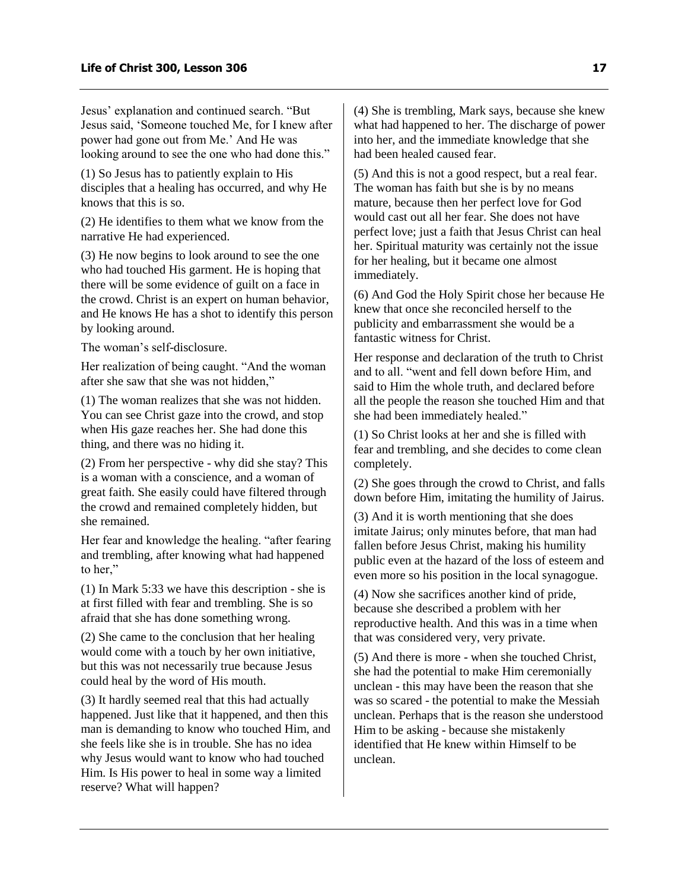Jesus' explanation and continued search. "But Jesus said, 'Someone touched Me, for I knew after power had gone out from Me.' And He was looking around to see the one who had done this."

(1) So Jesus has to patiently explain to His disciples that a healing has occurred, and why He knows that this is so.

(2) He identifies to them what we know from the narrative He had experienced.

(3) He now begins to look around to see the one who had touched His garment. He is hoping that there will be some evidence of guilt on a face in the crowd. Christ is an expert on human behavior, and He knows He has a shot to identify this person by looking around.

The woman's self-disclosure.

Her realization of being caught. "And the woman after she saw that she was not hidden,"

(1) The woman realizes that she was not hidden. You can see Christ gaze into the crowd, and stop when His gaze reaches her. She had done this thing, and there was no hiding it.

(2) From her perspective - why did she stay? This is a woman with a conscience, and a woman of great faith. She easily could have filtered through the crowd and remained completely hidden, but she remained.

Her fear and knowledge the healing. "after fearing and trembling, after knowing what had happened to her,"

(1) In Mark 5:33 we have this description - she is at first filled with fear and trembling. She is so afraid that she has done something wrong.

(2) She came to the conclusion that her healing would come with a touch by her own initiative, but this was not necessarily true because Jesus could heal by the word of His mouth.

(3) It hardly seemed real that this had actually happened. Just like that it happened, and then this man is demanding to know who touched Him, and she feels like she is in trouble. She has no idea why Jesus would want to know who had touched Him. Is His power to heal in some way a limited reserve? What will happen?

(4) She is trembling, Mark says, because she knew what had happened to her. The discharge of power into her, and the immediate knowledge that she had been healed caused fear.

(5) And this is not a good respect, but a real fear. The woman has faith but she is by no means mature, because then her perfect love for God would cast out all her fear. She does not have perfect love; just a faith that Jesus Christ can heal her. Spiritual maturity was certainly not the issue for her healing, but it became one almost immediately.

(6) And God the Holy Spirit chose her because He knew that once she reconciled herself to the publicity and embarrassment she would be a fantastic witness for Christ.

Her response and declaration of the truth to Christ and to all. "went and fell down before Him, and said to Him the whole truth, and declared before all the people the reason she touched Him and that she had been immediately healed."

(1) So Christ looks at her and she is filled with fear and trembling, and she decides to come clean completely.

(2) She goes through the crowd to Christ, and falls down before Him, imitating the humility of Jairus.

(3) And it is worth mentioning that she does imitate Jairus; only minutes before, that man had fallen before Jesus Christ, making his humility public even at the hazard of the loss of esteem and even more so his position in the local synagogue.

(4) Now she sacrifices another kind of pride, because she described a problem with her reproductive health. And this was in a time when that was considered very, very private.

(5) And there is more - when she touched Christ, she had the potential to make Him ceremonially unclean - this may have been the reason that she was so scared - the potential to make the Messiah unclean. Perhaps that is the reason she understood Him to be asking - because she mistakenly identified that He knew within Himself to be unclean.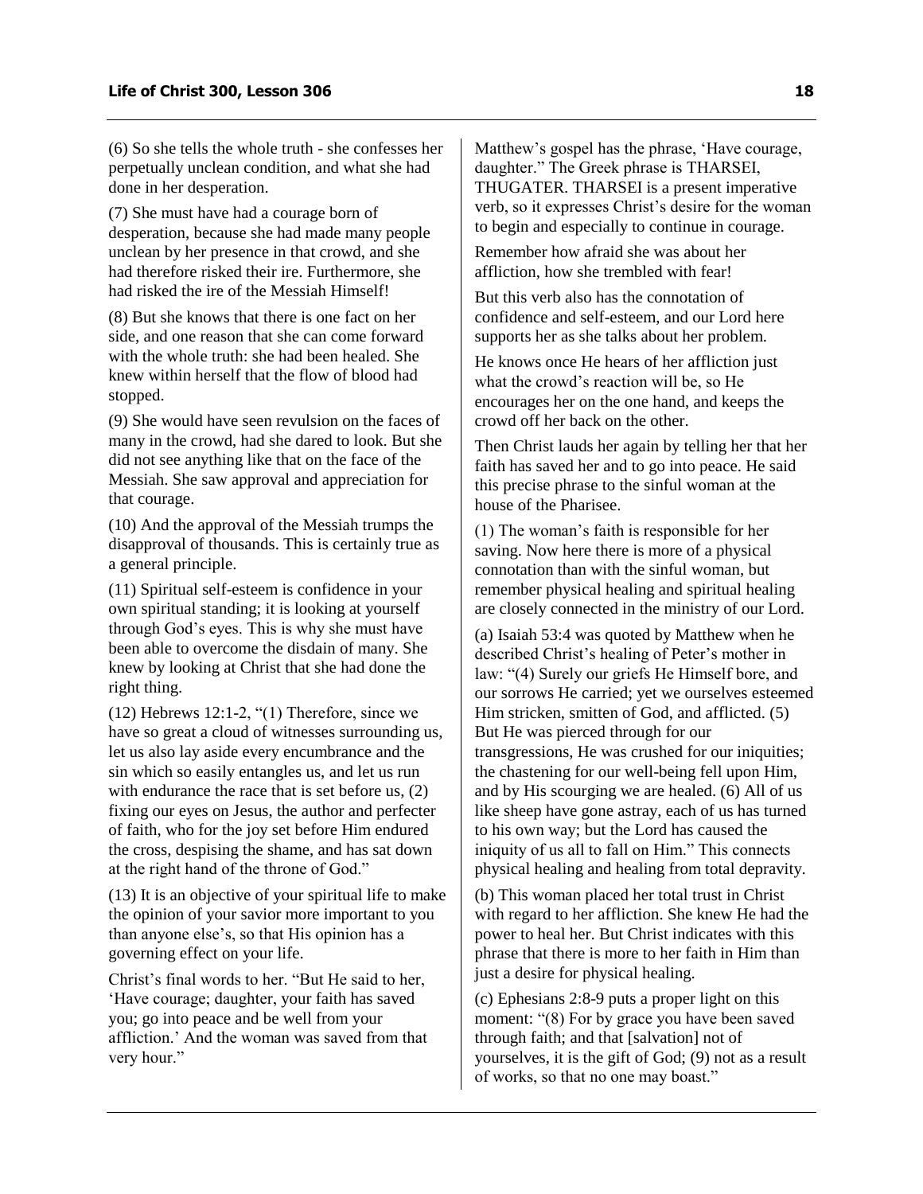(6) So she tells the whole truth - she confesses her perpetually unclean condition, and what she had done in her desperation.

(7) She must have had a courage born of desperation, because she had made many people unclean by her presence in that crowd, and she had therefore risked their ire. Furthermore, she had risked the ire of the Messiah Himself!

(8) But she knows that there is one fact on her side, and one reason that she can come forward with the whole truth: she had been healed. She knew within herself that the flow of blood had stopped.

(9) She would have seen revulsion on the faces of many in the crowd, had she dared to look. But she did not see anything like that on the face of the Messiah. She saw approval and appreciation for that courage.

(10) And the approval of the Messiah trumps the disapproval of thousands. This is certainly true as a general principle.

(11) Spiritual self-esteem is confidence in your own spiritual standing; it is looking at yourself through God's eyes. This is why she must have been able to overcome the disdain of many. She knew by looking at Christ that she had done the right thing.

(12) Hebrews 12:1-2, "(1) Therefore, since we have so great a cloud of witnesses surrounding us, let us also lay aside every encumbrance and the sin which so easily entangles us, and let us run with endurance the race that is set before us, (2) fixing our eyes on Jesus, the author and perfecter of faith, who for the joy set before Him endured the cross, despising the shame, and has sat down at the right hand of the throne of God."

(13) It is an objective of your spiritual life to make the opinion of your savior more important to you than anyone else's, so that His opinion has a governing effect on your life.

Christ's final words to her. "But He said to her, 'Have courage; daughter, your faith has saved you; go into peace and be well from your affliction.' And the woman was saved from that very hour."

Matthew's gospel has the phrase, 'Have courage, daughter." The Greek phrase is THARSEI, THUGATER. THARSEI is a present imperative verb, so it expresses Christ's desire for the woman to begin and especially to continue in courage.

Remember how afraid she was about her affliction, how she trembled with fear!

But this verb also has the connotation of confidence and self-esteem, and our Lord here supports her as she talks about her problem.

He knows once He hears of her affliction just what the crowd's reaction will be, so He encourages her on the one hand, and keeps the crowd off her back on the other.

Then Christ lauds her again by telling her that her faith has saved her and to go into peace. He said this precise phrase to the sinful woman at the house of the Pharisee.

(1) The woman's faith is responsible for her saving. Now here there is more of a physical connotation than with the sinful woman, but remember physical healing and spiritual healing are closely connected in the ministry of our Lord.

(a) Isaiah 53:4 was quoted by Matthew when he described Christ's healing of Peter's mother in law: "(4) Surely our griefs He Himself bore, and our sorrows He carried; yet we ourselves esteemed Him stricken, smitten of God, and afflicted. (5) But He was pierced through for our transgressions, He was crushed for our iniquities; the chastening for our well-being fell upon Him, and by His scourging we are healed. (6) All of us like sheep have gone astray, each of us has turned to his own way; but the Lord has caused the iniquity of us all to fall on Him." This connects physical healing and healing from total depravity.

(b) This woman placed her total trust in Christ with regard to her affliction. She knew He had the power to heal her. But Christ indicates with this phrase that there is more to her faith in Him than just a desire for physical healing.

(c) Ephesians 2:8-9 puts a proper light on this moment: "(8) For by grace you have been saved through faith; and that [salvation] not of yourselves, it is the gift of God; (9) not as a result of works, so that no one may boast."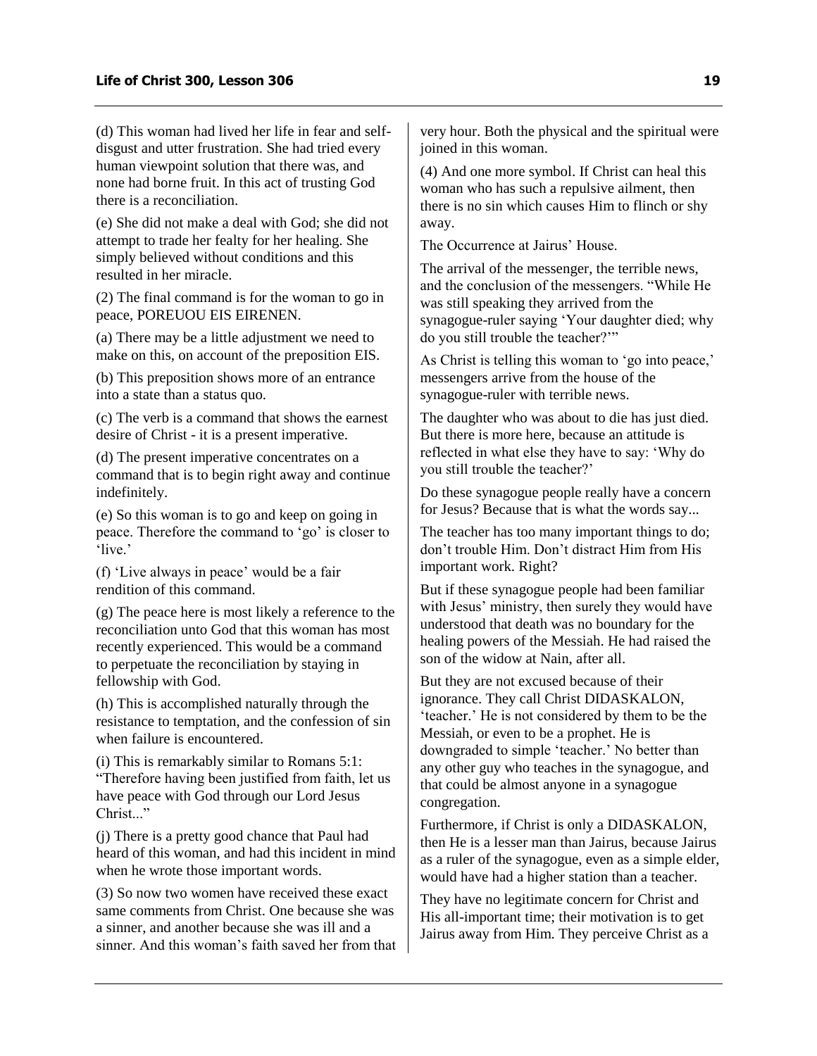(d) This woman had lived her life in fear and self-disgust and utter frustration. She had tried every human viewpoint solution that there was, and none had borne fruit. In this act of trusting God there is a reconciliation.

(e) She did not make a deal with God; she did not attempt to trade her fealty for her healing. She simply believed without conditions and this resulted in her miracle.

(2) The final command is for the woman to go in peace, POREUOU EIS EIRENEN.

(a) There may be a little adjustment we need to make on this, on account of the preposition EIS.

(b) This preposition shows more of an entrance into a state than a status quo.

(c) The verb is a command that shows the earnest desire of Christ - it is a present imperative.

(d) The present imperative concentrates on a command that is to begin right away and continue indefinitely.

(e) So this woman is to go and keep on going in peace. Therefore the command to 'go' is closer to 'live.'

(f) 'Live always in peace' would be a fair rendition of this command.

(g) The peace here is most likely a reference to the reconciliation unto God that this woman has most recently experienced. This would be a command to perpetuate the reconciliation by staying in fellowship with God.

(h) This is accomplished naturally through the resistance to temptation, and the confession of sin when failure is encountered.

(i) This is remarkably similar to Romans 5:1: "Therefore having been justified from faith, let us have peace with God through our Lord Jesus Christ..."

(j) There is a pretty good chance that Paul had heard of this woman, and had this incident in mind when he wrote those important words.

(3) So now two women have received these exact same comments from Christ. One because she was a sinner, and another because she was ill and a sinner. And this woman's faith saved her from that very hour. Both the physical and the spiritual were joined in this woman.

(4) And one more symbol. If Christ can heal this woman who has such a repulsive ailment, then there is no sin which causes Him to flinch or shy away.

The Occurrence at Jairus' House.

The arrival of the messenger, the terrible news, and the conclusion of the messengers. "While He was still speaking they arrived from the synagogue-ruler saying 'Your daughter died; why do you still trouble the teacher?'"

As Christ is telling this woman to 'go into peace,' messengers arrive from the house of the synagogue-ruler with terrible news.

The daughter who was about to die has just died. But there is more here, because an attitude is reflected in what else they have to say: 'Why do you still trouble the teacher?'

Do these synagogue people really have a concern for Jesus? Because that is what the words say...

The teacher has too many important things to do; don't trouble Him. Don't distract Him from His important work. Right?

But if these synagogue people had been familiar with Jesus' ministry, then surely they would have understood that death was no boundary for the healing powers of the Messiah. He had raised the son of the widow at Nain, after all.

But they are not excused because of their ignorance. They call Christ DIDASKALON, 'teacher.' He is not considered by them to be the Messiah, or even to be a prophet. He is downgraded to simple 'teacher.' No better than any other guy who teaches in the synagogue, and that could be almost anyone in a synagogue congregation.

Furthermore, if Christ is only a DIDASKALON, then He is a lesser man than Jairus, because Jairus as a ruler of the synagogue, even as a simple elder, would have had a higher station than a teacher.

They have no legitimate concern for Christ and His all-important time; their motivation is to get Jairus away from Him. They perceive Christ as a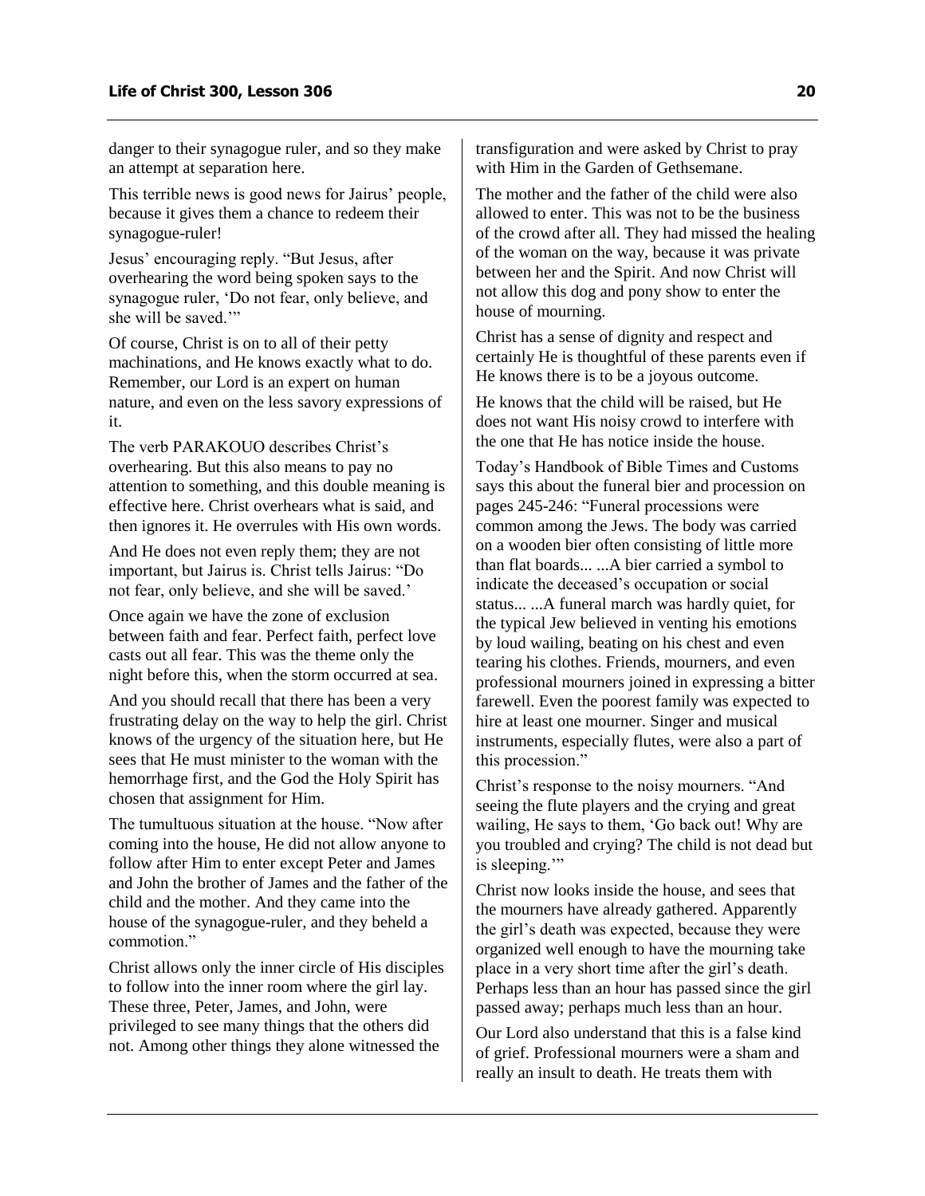danger to their synagogue ruler, and so they make an attempt at separation here.

This terrible news is good news for Jairus' people, because it gives them a chance to redeem their synagogue-ruler!

Jesus' encouraging reply. "But Jesus, after overhearing the word being spoken says to the synagogue ruler, 'Do not fear, only believe, and she will be saved.'"

Of course, Christ is on to all of their petty machinations, and He knows exactly what to do. Remember, our Lord is an expert on human nature, and even on the less savory expressions of it.

The verb PARAKOUO describes Christ's overhearing. But this also means to pay no attention to something, and this double meaning is effective here. Christ overhears what is said, and then ignores it. He overrules with His own words.

And He does not even reply them; they are not important, but Jairus is. Christ tells Jairus: "Do not fear, only believe, and she will be saved.'

Once again we have the zone of exclusion between faith and fear. Perfect faith, perfect love casts out all fear. This was the theme only the night before this, when the storm occurred at sea.

And you should recall that there has been a very frustrating delay on the way to help the girl. Christ knows of the urgency of the situation here, but He sees that He must minister to the woman with the hemorrhage first, and the God the Holy Spirit has chosen that assignment for Him.

The tumultuous situation at the house. "Now after coming into the house, He did not allow anyone to follow after Him to enter except Peter and James and John the brother of James and the father of the child and the mother. And they came into the house of the synagogue-ruler, and they beheld a commotion."

Christ allows only the inner circle of His disciples to follow into the inner room where the girl lay. These three, Peter, James, and John, were privileged to see many things that the others did not. Among other things they alone witnessed the transfiguration and were asked by Christ to pray with Him in the Garden of Gethsemane.

The mother and the father of the child were also allowed to enter. This was not to be the business of the crowd after all. They had missed the healing of the woman on the way, because it was private between her and the Spirit. And now Christ will not allow this dog and pony show to enter the house of mourning.

Christ has a sense of dignity and respect and certainly He is thoughtful of these parents even if He knows there is to be a joyous outcome.

He knows that the child will be raised, but He does not want His noisy crowd to interfere with the one that He has notice inside the house.

Today's Handbook of Bible Times and Customs says this about the funeral bier and procession on pages 245-246: "Funeral processions were common among the Jews. The body was carried on a wooden bier often consisting of little more than flat boards... ...A bier carried a symbol to indicate the deceased's occupation or social status... ...A funeral march was hardly quiet, for the typical Jew believed in venting his emotions by loud wailing, beating on his chest and even tearing his clothes. Friends, mourners, and even professional mourners joined in expressing a bitter farewell. Even the poorest family was expected to hire at least one mourner. Singer and musical instruments, especially flutes, were also a part of this procession."

Christ's response to the noisy mourners. "And seeing the flute players and the crying and great wailing, He says to them, 'Go back out! Why are you troubled and crying? The child is not dead but is sleeping.'"

Christ now looks inside the house, and sees that the mourners have already gathered. Apparently the girl's death was expected, because they were organized well enough to have the mourning take place in a very short time after the girl's death. Perhaps less than an hour has passed since the girl passed away; perhaps much less than an hour.

Our Lord also understand that this is a false kind of grief. Professional mourners were a sham and really an insult to death. He treats them with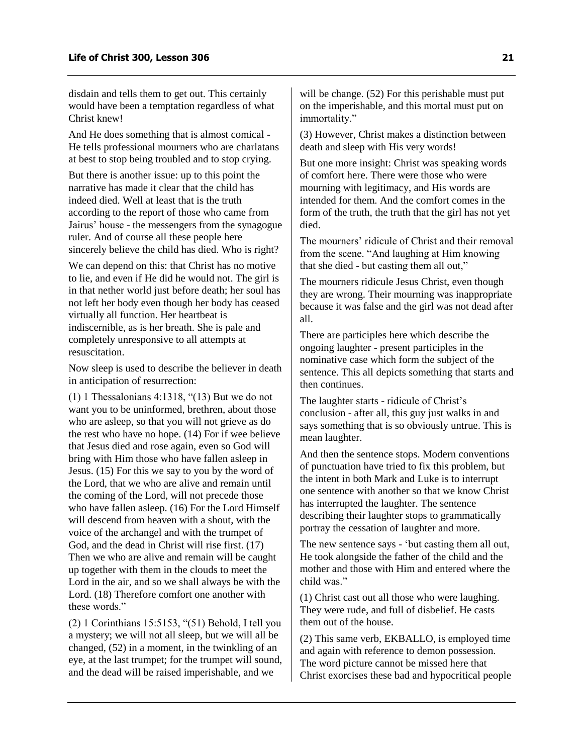disdain and tells them to get out. This certainly would have been a temptation regardless of what Christ knew!

And He does something that is almost comical - He tells professional mourners who are charlatans at best to stop being troubled and to stop crying.

But there is another issue: up to this point the narrative has made it clear that the child has indeed died. Well at least that is the truth according to the report of those who came from Jairus' house - the messengers from the synagogue ruler. And of course all these people here sincerely believe the child has died. Who is right?

We can depend on this: that Christ has no motive to lie, and even if He did he would not. The girl is in that nether world just before death; her soul has not left her body even though her body has ceased virtually all function. Her heartbeat is indiscernible, as is her breath. She is pale and completely unresponsive to all attempts at resuscitation.

Now sleep is used to describe the believer in death in anticipation of resurrection:

(1) 1 Thessalonians 4:1318, "(13) But we do not want you to be uninformed, brethren, about those who are asleep, so that you will not grieve as do the rest who have no hope. (14) For if wee believe that Jesus died and rose again, even so God will bring with Him those who have fallen asleep in Jesus. (15) For this we say to you by the word of the Lord, that we who are alive and remain until the coming of the Lord, will not precede those who have fallen asleep. (16) For the Lord Himself will descend from heaven with a shout, with the voice of the archangel and with the trumpet of God, and the dead in Christ will rise first. (17) Then we who are alive and remain will be caught up together with them in the clouds to meet the Lord in the air, and so we shall always be with the Lord. (18) Therefore comfort one another with these words."

(2) 1 Corinthians 15:5153, "(51) Behold, I tell you a mystery; we will not all sleep, but we will all be changed, (52) in a moment, in the twinkling of an eye, at the last trumpet; for the trumpet will sound, and the dead will be raised imperishable, and we will be change. (52) For this perishable must put on the imperishable, and this mortal must put on immortality."

(3) However, Christ makes a distinction between death and sleep with His very words!

But one more insight: Christ was speaking words of comfort here. There were those who were mourning with legitimacy, and His words are intended for them. And the comfort comes in the form of the truth, the truth that the girl has not yet died.

The mourners' ridicule of Christ and their removal from the scene. "And laughing at Him knowing that she died - but casting them all out,"

The mourners ridicule Jesus Christ, even though they are wrong. Their mourning was inappropriate because it was false and the girl was not dead after all.

There are participles here which describe the ongoing laughter - present participles in the nominative case which form the subject of the sentence. This all depicts something that starts and then continues.

The laughter starts - ridicule of Christ's conclusion - after all, this guy just walks in and says something that is so obviously untrue. This is mean laughter.

And then the sentence stops. Modern conventions of punctuation have tried to fix this problem, but the intent in both Mark and Luke is to interrupt one sentence with another so that we know Christ has interrupted the laughter. The sentence describing their laughter stops to grammatically portray the cessation of laughter and more.

The new sentence says - 'but casting them all out, He took alongside the father of the child and the mother and those with Him and entered where the child was."

(1) Christ cast out all those who were laughing. They were rude, and full of disbelief. He casts them out of the house.

(2) This same verb, EKBALLO, is employed time and again with reference to demon possession. The word picture cannot be missed here that Christ exorcises these bad and hypocritical people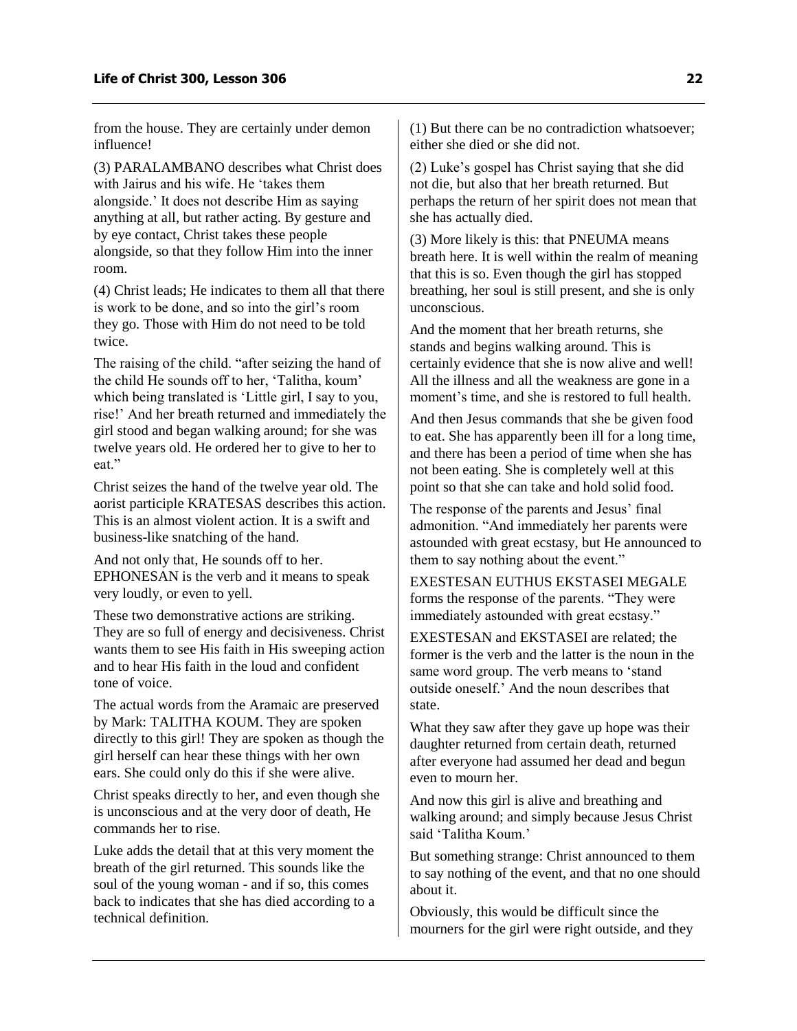from the house. They are certainly under demon influence!

(3) PARALAMBANO describes what Christ does with Jairus and his wife. He 'takes them alongside.' It does not describe Him as saying anything at all, but rather acting. By gesture and by eye contact, Christ takes these people alongside, so that they follow Him into the inner room.

(4) Christ leads; He indicates to them all that there is work to be done, and so into the girl's room they go. Those with Him do not need to be told twice.

The raising of the child. "after seizing the hand of the child He sounds off to her, 'Talitha, koum' which being translated is 'Little girl, I say to you, rise!' And her breath returned and immediately the girl stood and began walking around; for she was twelve years old. He ordered her to give to her to eat."

Christ seizes the hand of the twelve year old. The aorist participle KRATESAS describes this action. This is an almost violent action. It is a swift and business-like snatching of the hand.

And not only that, He sounds off to her. EPHONESAN is the verb and it means to speak very loudly, or even to yell.

These two demonstrative actions are striking. They are so full of energy and decisiveness. Christ wants them to see His faith in His sweeping action and to hear His faith in the loud and confident tone of voice.

The actual words from the Aramaic are preserved by Mark: TALITHA KOUM. They are spoken directly to this girl! They are spoken as though the girl herself can hear these things with her own ears. She could only do this if she were alive.

Christ speaks directly to her, and even though she is unconscious and at the very door of death, He commands her to rise.

Luke adds the detail that at this very moment the breath of the girl returned. This sounds like the soul of the young woman - and if so, this comes back to indicates that she has died according to a technical definition.

(1) But there can be no contradiction whatsoever; either she died or she did not.

(2) Luke's gospel has Christ saying that she did not die, but also that her breath returned. But perhaps the return of her spirit does not mean that she has actually died.

(3) More likely is this: that PNEUMA means breath here. It is well within the realm of meaning that this is so. Even though the girl has stopped breathing, her soul is still present, and she is only unconscious.

And the moment that her breath returns, she stands and begins walking around. This is certainly evidence that she is now alive and well! All the illness and all the weakness are gone in a moment's time, and she is restored to full health.

And then Jesus commands that she be given food to eat. She has apparently been ill for a long time, and there has been a period of time when she has not been eating. She is completely well at this point so that she can take and hold solid food.

The response of the parents and Jesus' final admonition. "And immediately her parents were astounded with great ecstasy, but He announced to them to say nothing about the event."

EXESTESAN EUTHUS EKSTASEI MEGALE forms the response of the parents. "They were immediately astounded with great ecstasy."

EXESTESAN and EKSTASEI are related; the former is the verb and the latter is the noun in the same word group. The verb means to 'stand outside oneself.' And the noun describes that state.

What they saw after they gave up hope was their daughter returned from certain death, returned after everyone had assumed her dead and begun even to mourn her.

And now this girl is alive and breathing and walking around; and simply because Jesus Christ said 'Talitha Koum.'

But something strange: Christ announced to them to say nothing of the event, and that no one should about it.

Obviously, this would be difficult since the mourners for the girl were right outside, and they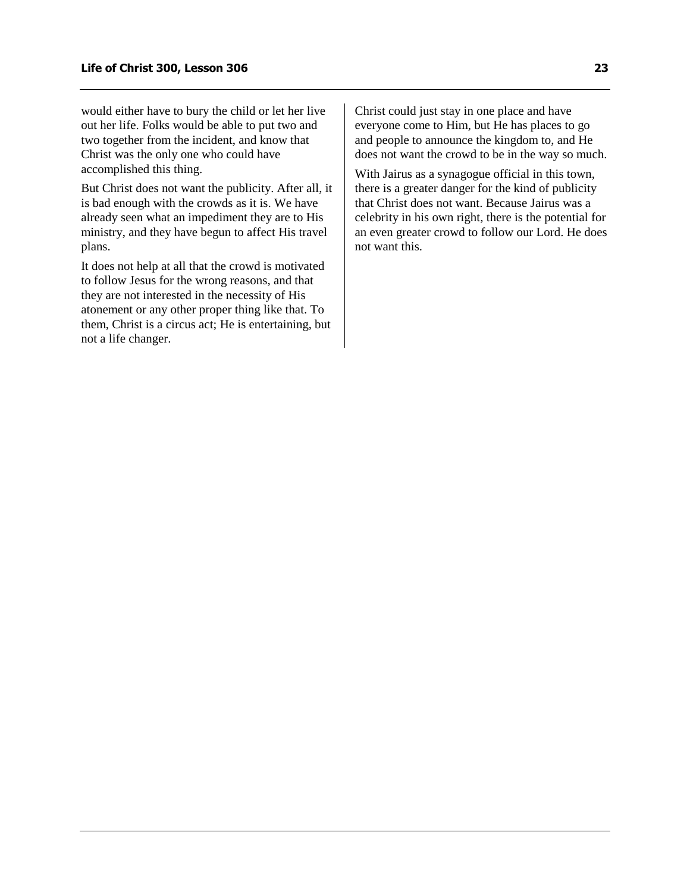would either have to bury the child or let her live out her life. Folks would be able to put two and two together from the incident, and know that Christ was the only one who could have accomplished this thing.

But Christ does not want the publicity. After all, it is bad enough with the crowds as it is. We have already seen what an impediment they are to His ministry, and they have begun to affect His travel plans.

It does not help at all that the crowd is motivated to follow Jesus for the wrong reasons, and that they are not interested in the necessity of His atonement or any other proper thing like that. To them, Christ is a circus act; He is entertaining, but not a life changer.

Christ could just stay in one place and have everyone come to Him, but He has places to go and people to announce the kingdom to, and He does not want the crowd to be in the way so much.

With Jairus as a synagogue official in this town, there is a greater danger for the kind of publicity that Christ does not want. Because Jairus was a celebrity in his own right, there is the potential for an even greater crowd to follow our Lord. He does not want this.